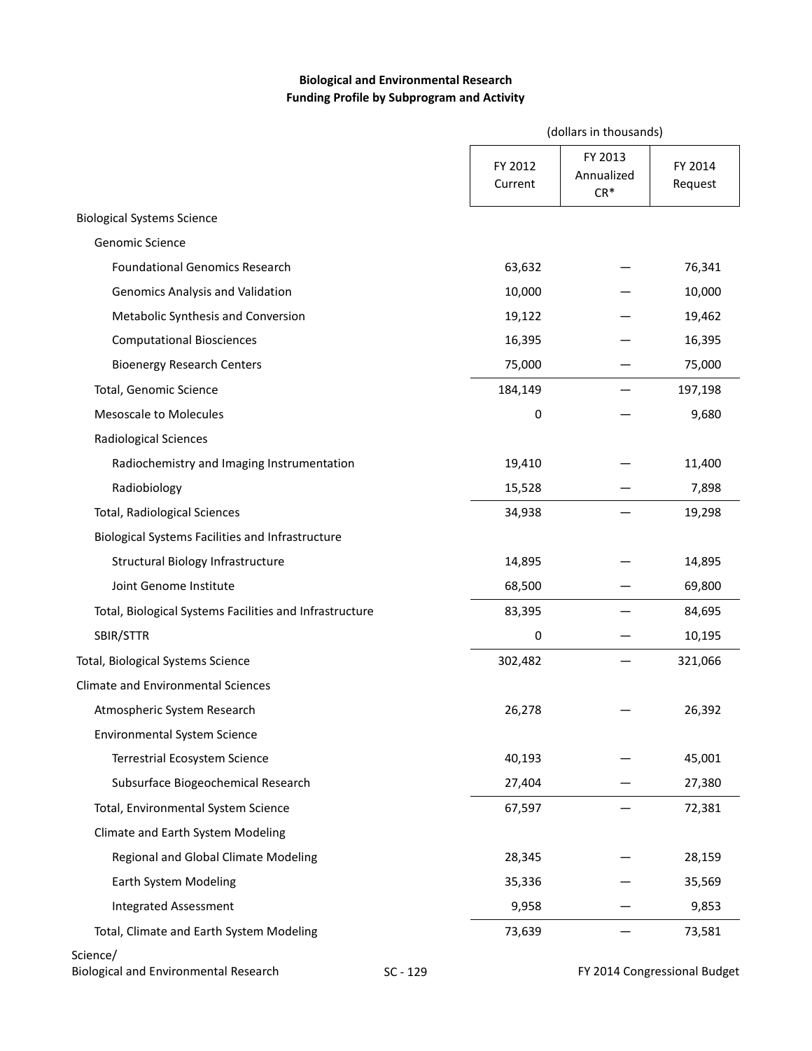**Biological and Environmental Research**
**Funding Profile by Subprogram and Activity**

| | (dollars in thousands) | | |
|---|---|---|---|
| | FY 2012 Current | FY 2013 Annualized CR* | FY 2014 Request |
| Biological Systems Science | | | |
| Genomic Science | | | |
| Foundational Genomics Research | 63,632 | — | 76,341 |
| Genomics Analysis and Validation | 10,000 | — | 10,000 |
| Metabolic Synthesis and Conversion | 19,122 | — | 19,462 |
| Computational Biosciences | 16,395 | — | 16,395 |
| Bioenergy Research Centers | 75,000 | — | 75,000 |
| Total, Genomic Science | 184,149 | — | 197,198 |
| Mesoscale to Molecules | 0 | — | 9,680 |
| Radiological Sciences | | | |
| Radiochemistry and Imaging Instrumentation | 19,410 | — | 11,400 |
| Radiobiology | 15,528 | — | 7,898 |
| Total, Radiological Sciences | 34,938 | — | 19,298 |
| Biological Systems Facilities and Infrastructure | | | |
| Structural Biology Infrastructure | 14,895 | — | 14,895 |
| Joint Genome Institute | 68,500 | — | 69,800 |
| Total, Biological Systems Facilities and Infrastructure | 83,395 | — | 84,695 |
| SBIR/STTR | 0 | — | 10,195 |
| Total, Biological Systems Science | 302,482 | — | 321,066 |
| Climate and Environmental Sciences | | | |
| Atmospheric System Research | 26,278 | — | 26,392 |
| Environmental System Science | | | |
| Terrestrial Ecosystem Science | 40,193 | — | 45,001 |
| Subsurface Biogeochemical Research | 27,404 | — | 27,380 |
| Total, Environmental System Science | 67,597 | — | 72,381 |
| Climate and Earth System Modeling | | | |
| Regional and Global Climate Modeling | 28,345 | — | 28,159 |
| Earth System Modeling | 35,336 | — | 35,569 |
| Integrated Assessment | 9,958 | — | 9,853 |
| Total, Climate and Earth System Modeling | 73,639 | — | 73,581 |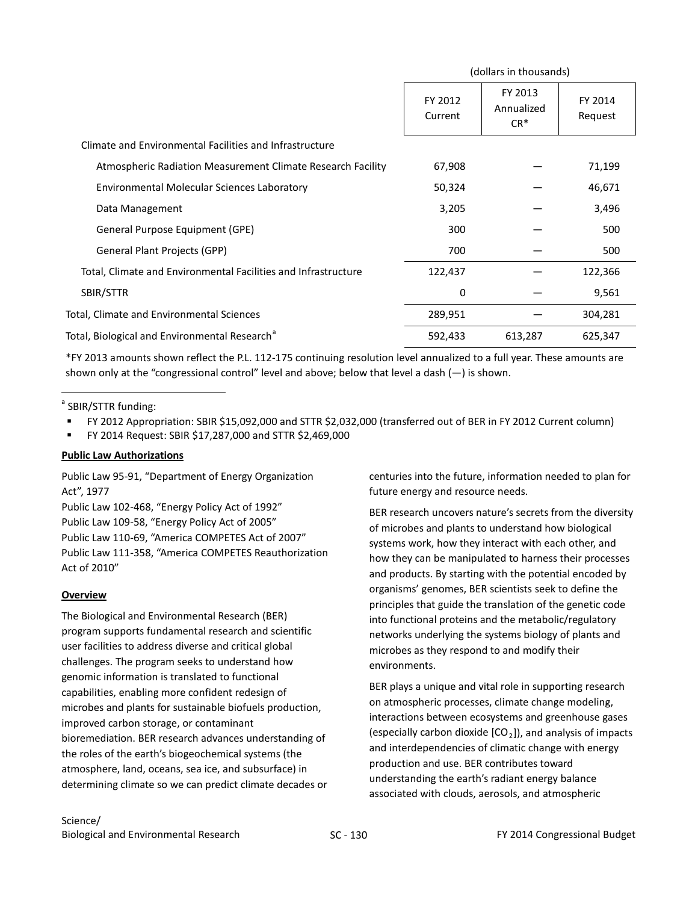| | (dollars in thousands) | | |
|---|---|---|---|
| | FY 2012 Current | FY 2013 Annualized CR* | FY 2014 Request |
| Climate and Environmental Facilities and Infrastructure | | | |
| Atmospheric Radiation Measurement Climate Research Facility | 67,908 | — | 71,199 |
| Environmental Molecular Sciences Laboratory | 50,324 | — | 46,671 |
| Data Management | 3,205 | — | 3,496 |
| General Purpose Equipment (GPE) | 300 | — | 500 |
| General Plant Projects (GPP) | 700 | — | 500 |
| Total, Climate and Environmental Facilities and Infrastructure | 122,437 | — | 122,366 |
| SBIR/STTR | 0 | — | 9,561 |
| Total, Climate and Environmental Sciences | 289,951 | — | 304,281 |
| Total, Biological and Environmental Research[a] | 592,433 | 613,287 | 625,347 |

*FY 2013 amounts shown reflect the P.L. 112-175 continuing resolution level annualized to a full year. These amounts are shown only at the "congressional control" level and above; below that level a dash (—) is shown.

[a] SBIR/STTR funding:

- FY 2012 Appropriation: SBIR $15,092,000 and STTR $2,032,000 (transferred out of BER in FY 2012 Current column)
- FY 2014 Request: SBIR $17,287,000 and STTR $2,469,000

**Public Law Authorizations**

Public Law 95-91, "Department of Energy Organization Act", 1977
Public Law 102-468, "Energy Policy Act of 1992"
Public Law 109-58, "Energy Policy Act of 2005"
Public Law 110-69, "America COMPETES Act of 2007"
Public Law 111-358, "America COMPETES Reauthorization Act of 2010"

**Overview**

The Biological and Environmental Research (BER) program supports fundamental research and scientific user facilities to address diverse and critical global challenges. The program seeks to understand how genomic information is translated to functional capabilities, enabling more confident redesign of microbes and plants for sustainable biofuels production, improved carbon storage, or contaminant bioremediation. BER research advances understanding of the roles of the earth's biogeochemical systems (the atmosphere, land, oceans, sea ice, and subsurface) in determining climate so we can predict climate decades or centuries into the future, information needed to plan for future energy and resource needs.

BER research uncovers nature's secrets from the diversity of microbes and plants to understand how biological systems work, how they interact with each other, and how they can be manipulated to harness their processes and products. By starting with the potential encoded by organisms' genomes, BER scientists seek to define the principles that guide the translation of the genetic code into functional proteins and the metabolic/regulatory networks underlying the systems biology of plants and microbes as they respond to and modify their environments.

BER plays a unique and vital role in supporting research on atmospheric processes, climate change modeling, interactions between ecosystems and greenhouse gases (especially carbon dioxide [$CO_2$]), and analysis of impacts and interdependencies of climatic change with energy production and use. BER contributes toward understanding the earth's radiant energy balance associated with clouds, aerosols, and atmospheric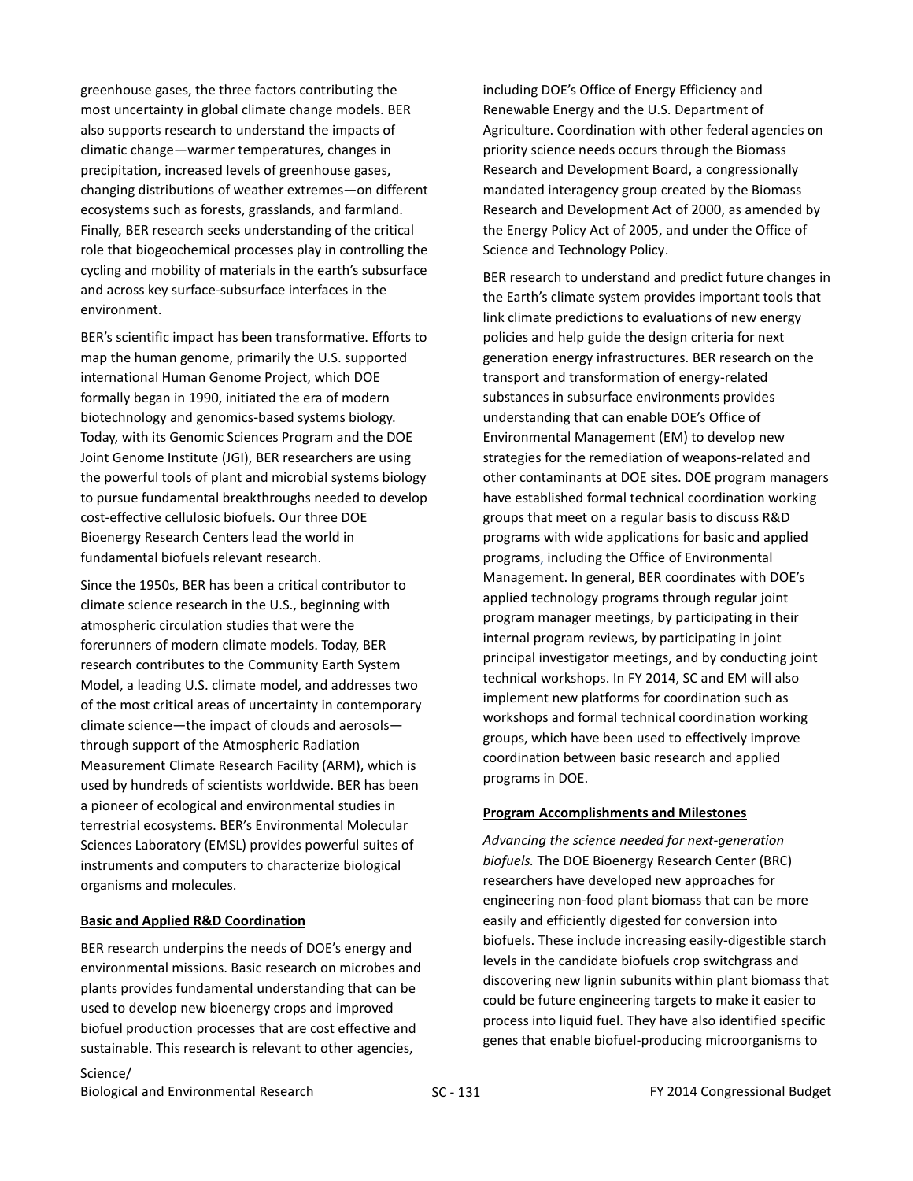greenhouse gases, the three factors contributing the most uncertainty in global climate change models. BER also supports research to understand the impacts of climatic change—warmer temperatures, changes in precipitation, increased levels of greenhouse gases, changing distributions of weather extremes—on different ecosystems such as forests, grasslands, and farmland. Finally, BER research seeks understanding of the critical role that biogeochemical processes play in controlling the cycling and mobility of materials in the earth's subsurface and across key surface-subsurface interfaces in the environment.

BER's scientific impact has been transformative. Efforts to map the human genome, primarily the U.S. supported international Human Genome Project, which DOE formally began in 1990, initiated the era of modern biotechnology and genomics-based systems biology. Today, with its Genomic Sciences Program and the DOE Joint Genome Institute (JGI), BER researchers are using the powerful tools of plant and microbial systems biology to pursue fundamental breakthroughs needed to develop cost-effective cellulosic biofuels. Our three DOE Bioenergy Research Centers lead the world in fundamental biofuels relevant research.

Since the 1950s, BER has been a critical contributor to climate science research in the U.S., beginning with atmospheric circulation studies that were the forerunners of modern climate models. Today, BER research contributes to the Community Earth System Model, a leading U.S. climate model, and addresses two of the most critical areas of uncertainty in contemporary climate science—the impact of clouds and aerosols—through support of the Atmospheric Radiation Measurement Climate Research Facility (ARM), which is used by hundreds of scientists worldwide. BER has been a pioneer of ecological and environmental studies in terrestrial ecosystems. BER's Environmental Molecular Sciences Laboratory (EMSL) provides powerful suites of instruments and computers to characterize biological organisms and molecules.

**Basic and Applied R&D Coordination**

BER research underpins the needs of DOE's energy and environmental missions. Basic research on microbes and plants provides fundamental understanding that can be used to develop new bioenergy crops and improved biofuel production processes that are cost effective and sustainable. This research is relevant to other agencies, including DOE's Office of Energy Efficiency and Renewable Energy and the U.S. Department of Agriculture. Coordination with other federal agencies on priority science needs occurs through the Biomass Research and Development Board, a congressionally mandated interagency group created by the Biomass Research and Development Act of 2000, as amended by the Energy Policy Act of 2005, and under the Office of Science and Technology Policy.

BER research to understand and predict future changes in the Earth's climate system provides important tools that link climate predictions to evaluations of new energy policies and help guide the design criteria for next generation energy infrastructures. BER research on the transport and transformation of energy-related substances in subsurface environments provides understanding that can enable DOE's Office of Environmental Management (EM) to develop new strategies for the remediation of weapons-related and other contaminants at DOE sites. DOE program managers have established formal technical coordination working groups that meet on a regular basis to discuss R&D programs with wide applications for basic and applied programs, including the Office of Environmental Management. In general, BER coordinates with DOE's applied technology programs through regular joint program manager meetings, by participating in their internal program reviews, by participating in joint principal investigator meetings, and by conducting joint technical workshops. In FY 2014, SC and EM will also implement new platforms for coordination such as workshops and formal technical coordination working groups, which have been used to effectively improve coordination between basic research and applied programs in DOE.

**Program Accomplishments and Milestones**

*Advancing the science needed for next-generation biofuels.* The DOE Bioenergy Research Center (BRC) researchers have developed new approaches for engineering non-food plant biomass that can be more easily and efficiently digested for conversion into biofuels. These include increasing easily-digestible starch levels in the candidate biofuels crop switchgrass and discovering new lignin subunits within plant biomass that could be future engineering targets to make it easier to process into liquid fuel. They have also identified specific genes that enable biofuel-producing microorganisms to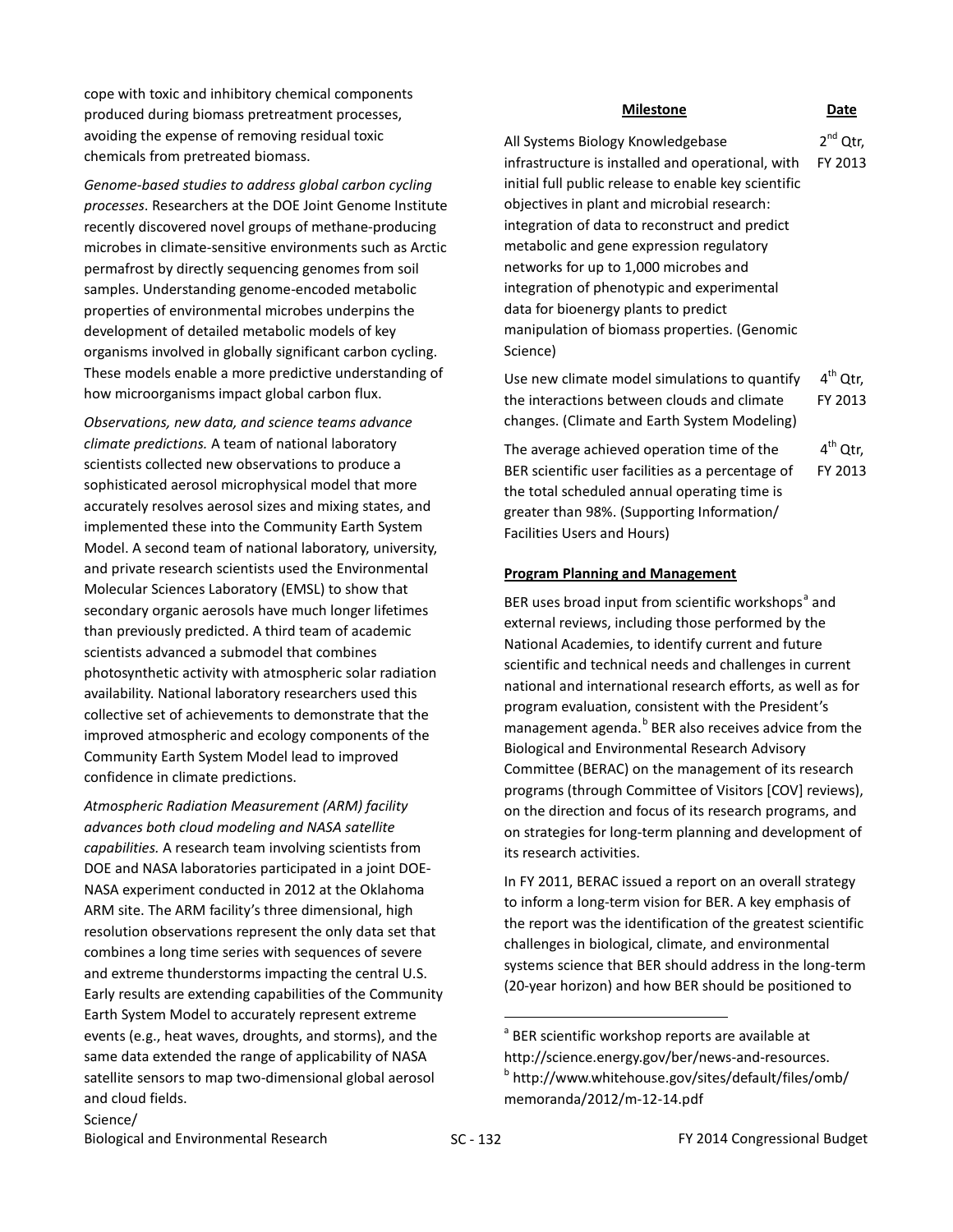cope with toxic and inhibitory chemical components produced during biomass pretreatment processes, avoiding the expense of removing residual toxic chemicals from pretreated biomass.

*Genome-based studies to address global carbon cycling processes*. Researchers at the DOE Joint Genome Institute recently discovered novel groups of methane-producing microbes in climate-sensitive environments such as Arctic permafrost by directly sequencing genomes from soil samples. Understanding genome-encoded metabolic properties of environmental microbes underpins the development of detailed metabolic models of key organisms involved in globally significant carbon cycling. These models enable a more predictive understanding of how microorganisms impact global carbon flux.

*Observations, new data, and science teams advance climate predictions.* A team of national laboratory scientists collected new observations to produce a sophisticated aerosol microphysical model that more accurately resolves aerosol sizes and mixing states, and implemented these into the Community Earth System Model. A second team of national laboratory, university, and private research scientists used the Environmental Molecular Sciences Laboratory (EMSL) to show that secondary organic aerosols have much longer lifetimes than previously predicted. A third team of academic scientists advanced a submodel that combines photosynthetic activity with atmospheric solar radiation availability. National laboratory researchers used this collective set of achievements to demonstrate that the improved atmospheric and ecology components of the Community Earth System Model lead to improved confidence in climate predictions.

*Atmospheric Radiation Measurement (ARM) facility advances both cloud modeling and NASA satellite capabilities.* A research team involving scientists from DOE and NASA laboratories participated in a joint DOE-NASA experiment conducted in 2012 at the Oklahoma ARM site. The ARM facility's three dimensional, high resolution observations represent the only data set that combines a long time series with sequences of severe and extreme thunderstorms impacting the central U.S. Early results are extending capabilities of the Community Earth System Model to accurately represent extreme events (e.g., heat waves, droughts, and storms), and the same data extended the range of applicability of NASA satellite sensors to map two-dimensional global aerosol and cloud fields.

| Milestone | Date |
|---|---|
| All Systems Biology Knowledgebase infrastructure is installed and operational, with initial full public release to enable key scientific objectives in plant and microbial research: integration of data to reconstruct and predict metabolic and gene expression regulatory networks for up to 1,000 microbes and integration of phenotypic and experimental data for bioenergy plants to predict manipulation of biomass properties. (Genomic Science) | 2nd Qtr, FY 2013 |
| Use new climate model simulations to quantify the interactions between clouds and climate changes. (Climate and Earth System Modeling) | 4th Qtr, FY 2013 |
| The average achieved operation time of the BER scientific user facilities as a percentage of the total scheduled annual operating time is greater than 98%. (Supporting Information/ Facilities Users and Hours) | 4th Qtr, FY 2013 |

**Program Planning and Management**

BER uses broad input from scientific workshops[a] and external reviews, including those performed by the National Academies, to identify current and future scientific and technical needs and challenges in current national and international research efforts, as well as for program evaluation, consistent with the President's management agenda.[b] BER also receives advice from the Biological and Environmental Research Advisory Committee (BERAC) on the management of its research programs (through Committee of Visitors [COV] reviews), on the direction and focus of its research programs, and on strategies for long-term planning and development of its research activities.

In FY 2011, BERAC issued a report on an overall strategy to inform a long-term vision for BER. A key emphasis of the report was the identification of the greatest scientific challenges in biological, climate, and environmental systems science that BER should address in the long-term (20-year horizon) and how BER should be positioned to

[a] BER scientific workshop reports are available at http://science.energy.gov/ber/news-and-resources.
[b] http://www.whitehouse.gov/sites/default/files/omb/memoranda/2012/m-12-14.pdf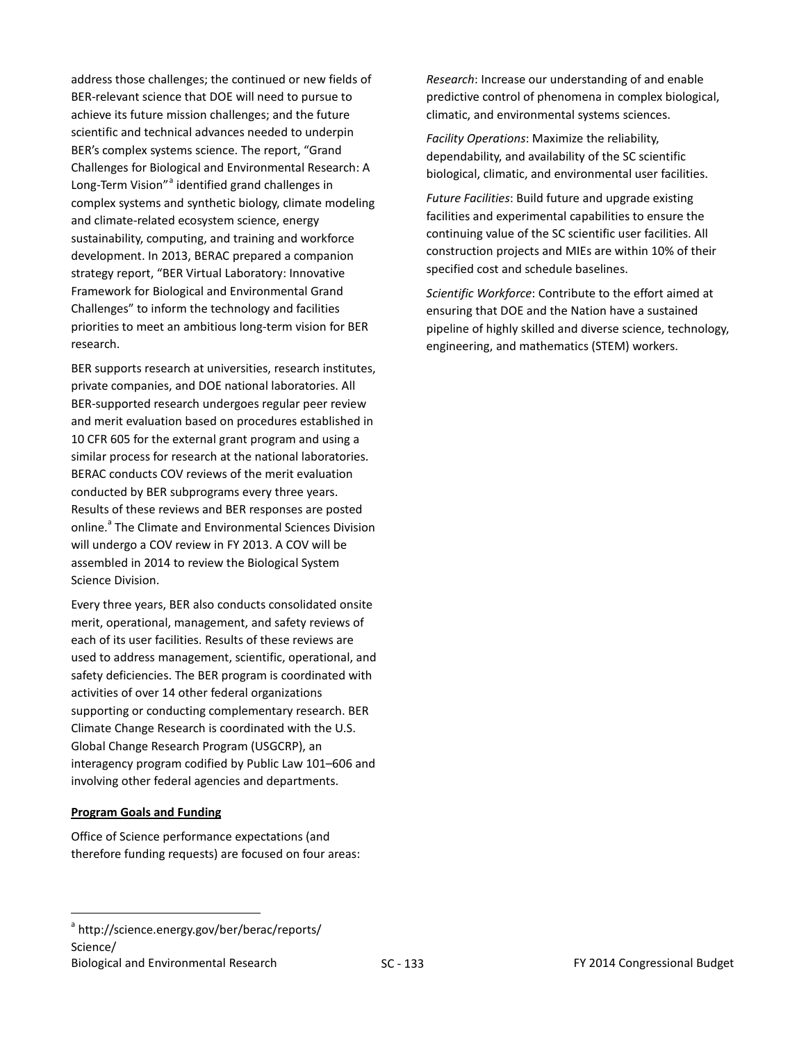address those challenges; the continued or new fields of BER-relevant science that DOE will need to pursue to achieve its future mission challenges; and the future scientific and technical advances needed to underpin BER's complex systems science. The report, "Grand Challenges for Biological and Environmental Research: A Long-Term Vision"[a] identified grand challenges in complex systems and synthetic biology, climate modeling and climate-related ecosystem science, energy sustainability, computing, and training and workforce development. In 2013, BERAC prepared a companion strategy report, "BER Virtual Laboratory: Innovative Framework for Biological and Environmental Grand Challenges" to inform the technology and facilities priorities to meet an ambitious long-term vision for BER research.

BER supports research at universities, research institutes, private companies, and DOE national laboratories. All BER-supported research undergoes regular peer review and merit evaluation based on procedures established in 10 CFR 605 for the external grant program and using a similar process for research at the national laboratories. BERAC conducts COV reviews of the merit evaluation conducted by BER subprograms every three years. Results of these reviews and BER responses are posted online.[a] The Climate and Environmental Sciences Division will undergo a COV review in FY 2013. A COV will be assembled in 2014 to review the Biological System Science Division.

Every three years, BER also conducts consolidated onsite merit, operational, management, and safety reviews of each of its user facilities. Results of these reviews are used to address management, scientific, operational, and safety deficiencies. The BER program is coordinated with activities of over 14 other federal organizations supporting or conducting complementary research. BER Climate Change Research is coordinated with the U.S. Global Change Research Program (USGCRP), an interagency program codified by Public Law 101–606 and involving other federal agencies and departments.

**Program Goals and Funding**

Office of Science performance expectations (and therefore funding requests) are focused on four areas:

*Research*: Increase our understanding of and enable predictive control of phenomena in complex biological, climatic, and environmental systems sciences.

*Facility Operations*: Maximize the reliability, dependability, and availability of the SC scientific biological, climatic, and environmental user facilities.

*Future Facilities*: Build future and upgrade existing facilities and experimental capabilities to ensure the continuing value of the SC scientific user facilities. All construction projects and MIEs are within 10% of their specified cost and schedule baselines.

*Scientific Workforce*: Contribute to the effort aimed at ensuring that DOE and the Nation have a sustained pipeline of highly skilled and diverse science, technology, engineering, and mathematics (STEM) workers.

[a] http://science.energy.gov/ber/berac/reports/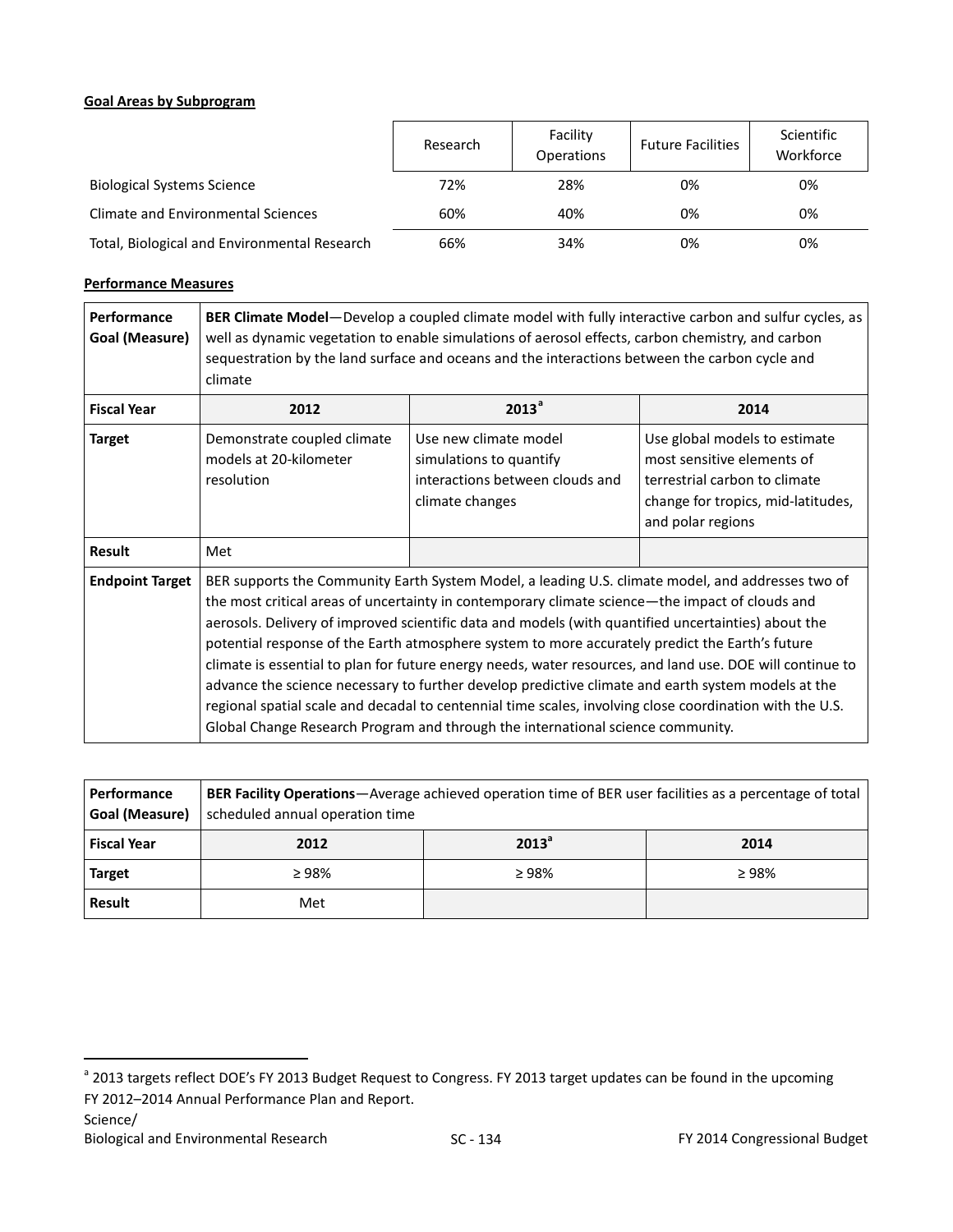**Goal Areas by Subprogram**

| | Research | Facility Operations | Future Facilities | Scientific Workforce |
|---|---|---|---|---|
| Biological Systems Science | 72% | 28% | 0% | 0% |
| Climate and Environmental Sciences | 60% | 40% | 0% | 0% |
| Total, Biological and Environmental Research | 66% | 34% | 0% | 0% |

**Performance Measures**

| **Performance Goal (Measure)** | **BER Climate Model**—Develop a coupled climate model with fully interactive carbon and sulfur cycles, as well as dynamic vegetation to enable simulations of aerosol effects, carbon chemistry, and carbon sequestration by the land surface and oceans and the interactions between the carbon cycle and climate | | |
|---|---|---|---|
| **Fiscal Year** | **2012** | **2013**[a] | **2014** |
| **Target** | Demonstrate coupled climate models at 20-kilometer resolution | Use new climate model simulations to quantify interactions between clouds and climate changes | Use global models to estimate most sensitive elements of terrestrial carbon to climate change for tropics, mid-latitudes, and polar regions |
| **Result** | Met | | |
| **Endpoint Target** | BER supports the Community Earth System Model, a leading U.S. climate model, and addresses two of the most critical areas of uncertainty in contemporary climate science—the impact of clouds and aerosols. Delivery of improved scientific data and models (with quantified uncertainties) about the potential response of the Earth atmosphere system to more accurately predict the Earth's future climate is essential to plan for future energy needs, water resources, and land use. DOE will continue to advance the science necessary to further develop predictive climate and earth system models at the regional spatial scale and decadal to centennial time scales, involving close coordination with the U.S. Global Change Research Program and through the international science community. | | |

| **Performance Goal (Measure)** | **BER Facility Operations**—Average achieved operation time of BER user facilities as a percentage of total scheduled annual operation time | | |
|---|---|---|---|
| **Fiscal Year** | **2012** | **2013**[a] | **2014** |
| **Target** | ≥ 98% | ≥ 98% | ≥ 98% |
| **Result** | Met | | |

[a] 2013 targets reflect DOE's FY 2013 Budget Request to Congress. FY 2013 target updates can be found in the upcoming FY 2012–2014 Annual Performance Plan and Report.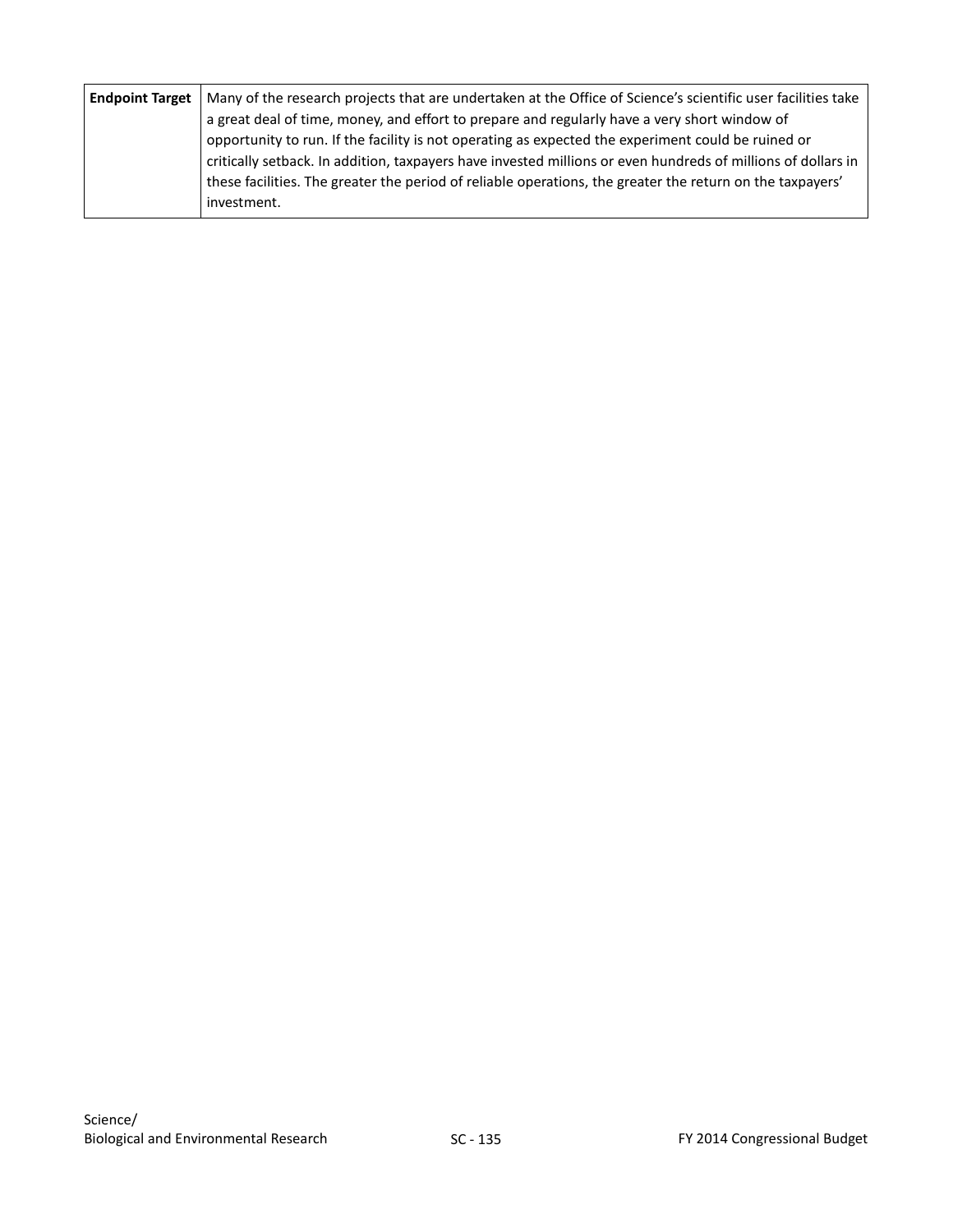| **Endpoint Target** | Many of the research projects that are undertaken at the Office of Science's scientific user facilities take a great deal of time, money, and effort to prepare and regularly have a very short window of opportunity to run. If the facility is not operating as expected the experiment could be ruined or critically setback. In addition, taxpayers have invested millions or even hundreds of millions of dollars in these facilities. The greater the period of reliable operations, the greater the return on the taxpayers' investment. |
| --- | --- |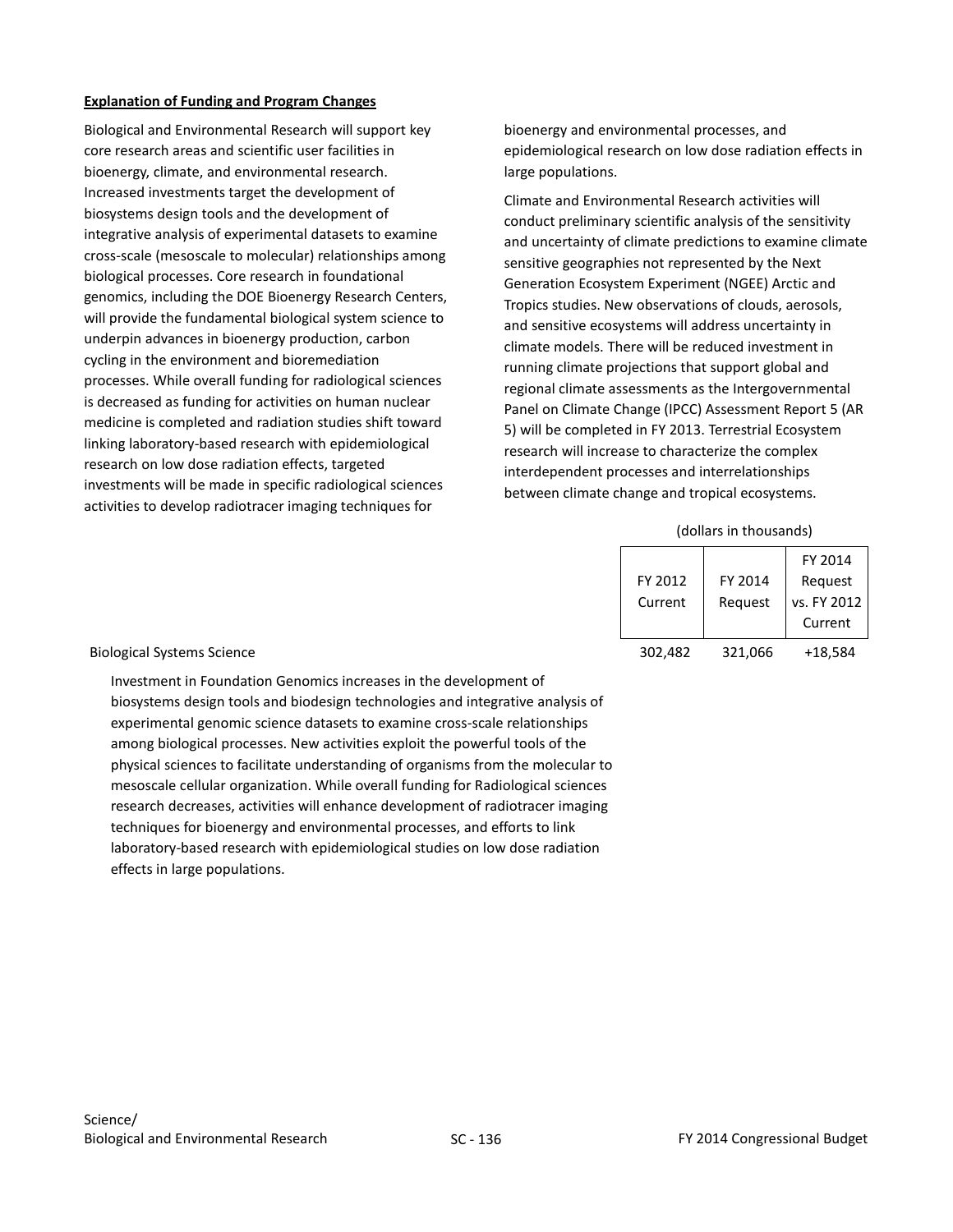**Explanation of Funding and Program Changes**

Biological and Environmental Research will support key core research areas and scientific user facilities in bioenergy, climate, and environmental research. Increased investments target the development of biosystems design tools and the development of integrative analysis of experimental datasets to examine cross-scale (mesoscale to molecular) relationships among biological processes. Core research in foundational genomics, including the DOE Bioenergy Research Centers, will provide the fundamental biological system science to underpin advances in bioenergy production, carbon cycling in the environment and bioremediation processes. While overall funding for radiological sciences is decreased as funding for activities on human nuclear medicine is completed and radiation studies shift toward linking laboratory-based research with epidemiological research on low dose radiation effects, targeted investments will be made in specific radiological sciences activities to develop radiotracer imaging techniques for bioenergy and environmental processes, and epidemiological research on low dose radiation effects in large populations.

Climate and Environmental Research activities will conduct preliminary scientific analysis of the sensitivity and uncertainty of climate predictions to examine climate sensitive geographies not represented by the Next Generation Ecosystem Experiment (NGEE) Arctic and Tropics studies. New observations of clouds, aerosols, and sensitive ecosystems will address uncertainty in climate models. There will be reduced investment in running climate projections that support global and regional climate assessments as the Intergovernmental Panel on Climate Change (IPCC) Assessment Report 5 (AR 5) will be completed in FY 2013. Terrestrial Ecosystem research will increase to characterize the complex interdependent processes and interrelationships between climate change and tropical ecosystems.

(dollars in thousands)

| | FY 2012 Current | FY 2014 Request | FY 2014 Request vs. FY 2012 Current |
|---|---|---|---|
| Biological Systems Science | 302,482 | 321,066 | +18,584 |

Investment in Foundation Genomics increases in the development of biosystems design tools and biodesign technologies and integrative analysis of experimental genomic science datasets to examine cross-scale relationships among biological processes. New activities exploit the powerful tools of the physical sciences to facilitate understanding of organisms from the molecular to mesoscale cellular organization. While overall funding for Radiological sciences research decreases, activities will enhance development of radiotracer imaging techniques for bioenergy and environmental processes, and efforts to link laboratory-based research with epidemiological studies on low dose radiation effects in large populations.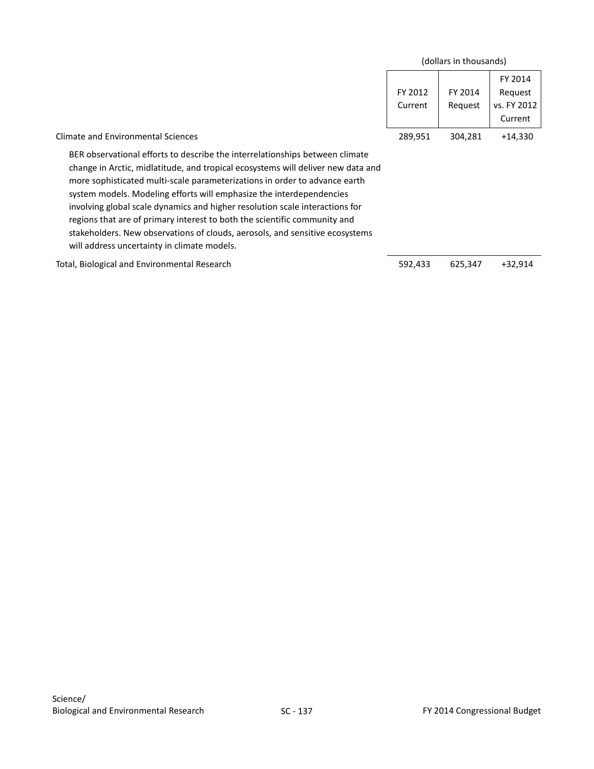| | (dollars in thousands) | | |
|---|---|---|---|
| | FY 2012 Current | FY 2014 Request | FY 2014 Request vs. FY 2012 Current |
| Climate and Environmental Sciences | 289,951 | 304,281 | +14,330 |
| BER observational efforts to describe the interrelationships between climate change in Arctic, midlatitude, and tropical ecosystems will deliver new data and more sophisticated multi-scale parameterizations in order to advance earth system models. Modeling efforts will emphasize the interdependencies involving global scale dynamics and higher resolution scale interactions for regions that are of primary interest to both the scientific community and stakeholders. New observations of clouds, aerosols, and sensitive ecosystems will address uncertainty in climate models. | | | |
| Total, Biological and Environmental Research | 592,433 | 625,347 | +32,914 |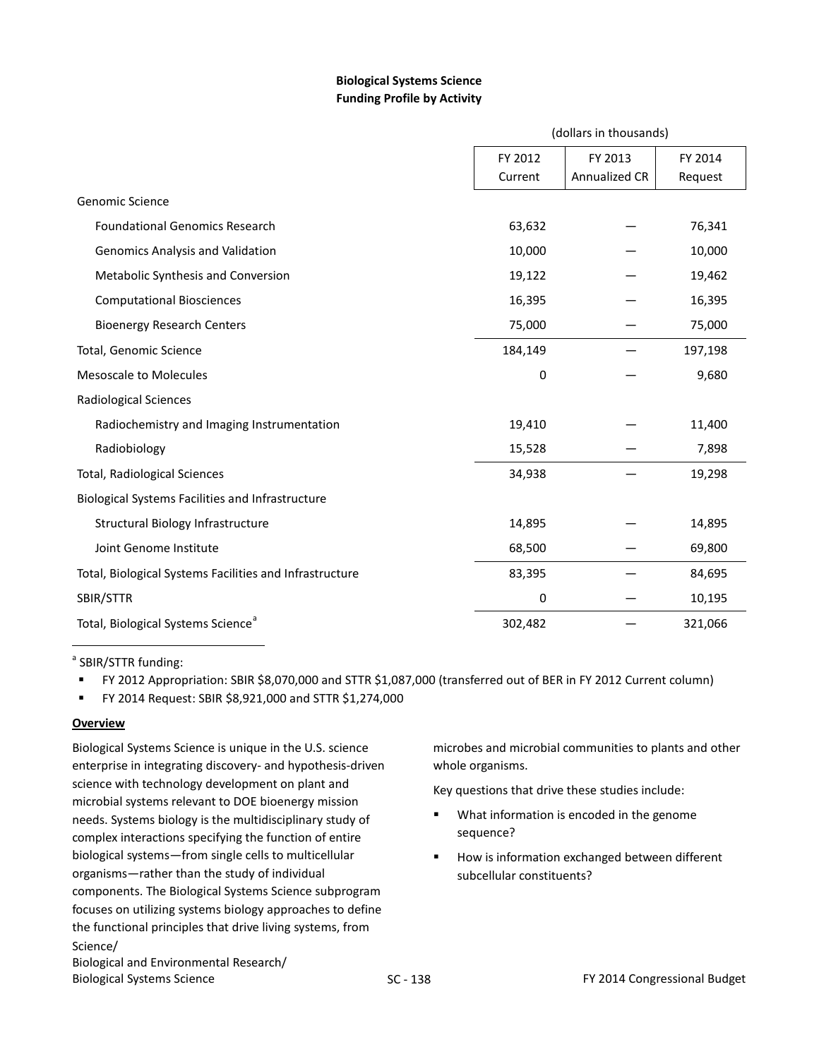**Biological Systems Science**
**Funding Profile by Activity**

| | (dollars in thousands) | | |
|---|---|---|---|
| | FY 2012 Current | FY 2013 Annualized CR | FY 2014 Request |
| Genomic Science | | | |
| Foundational Genomics Research | 63,632 | — | 76,341 |
| Genomics Analysis and Validation | 10,000 | — | 10,000 |
| Metabolic Synthesis and Conversion | 19,122 | — | 19,462 |
| Computational Biosciences | 16,395 | — | 16,395 |
| Bioenergy Research Centers | 75,000 | — | 75,000 |
| Total, Genomic Science | 184,149 | — | 197,198 |
| Mesoscale to Molecules | 0 | — | 9,680 |
| Radiological Sciences | | | |
| Radiochemistry and Imaging Instrumentation | 19,410 | — | 11,400 |
| Radiobiology | 15,528 | — | 7,898 |
| Total, Radiological Sciences | 34,938 | — | 19,298 |
| Biological Systems Facilities and Infrastructure | | | |
| Structural Biology Infrastructure | 14,895 | — | 14,895 |
| Joint Genome Institute | 68,500 | — | 69,800 |
| Total, Biological Systems Facilities and Infrastructure | 83,395 | — | 84,695 |
| SBIR/STTR | 0 | — | 10,195 |
| Total, Biological Systems Science[a] | 302,482 | — | 321,066 |

[a] SBIR/STTR funding:

- FY 2012 Appropriation: SBIR $8,070,000 and STTR $1,087,000 (transferred out of BER in FY 2012 Current column)
- FY 2014 Request: SBIR $8,921,000 and STTR $1,274,000

**Overview**

Biological Systems Science is unique in the U.S. science enterprise in integrating discovery- and hypothesis-driven science with technology development on plant and microbial systems relevant to DOE bioenergy mission needs. Systems biology is the multidisciplinary study of complex interactions specifying the function of entire biological systems—from single cells to multicellular organisms—rather than the study of individual components. The Biological Systems Science subprogram focuses on utilizing systems biology approaches to define the functional principles that drive living systems, from microbes and microbial communities to plants and other whole organisms.

Key questions that drive these studies include:

- What information is encoded in the genome sequence?
- How is information exchanged between different subcellular constituents?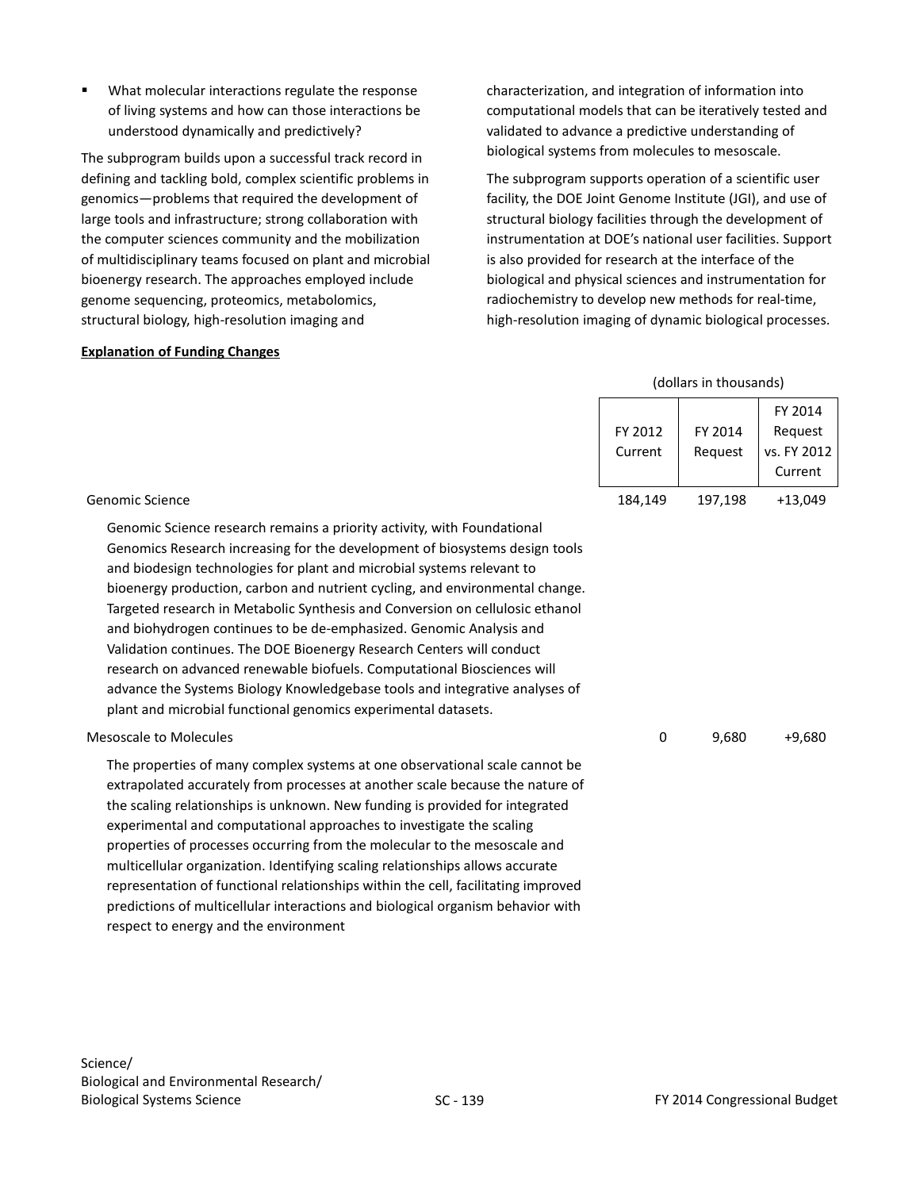- What molecular interactions regulate the response of living systems and how can those interactions be understood dynamically and predictively?

The subprogram builds upon a successful track record in defining and tackling bold, complex scientific problems in genomics—problems that required the development of large tools and infrastructure; strong collaboration with the computer sciences community and the mobilization of multidisciplinary teams focused on plant and microbial bioenergy research. The approaches employed include genome sequencing, proteomics, metabolomics, structural biology, high-resolution imaging and characterization, and integration of information into computational models that can be iteratively tested and validated to advance a predictive understanding of biological systems from molecules to mesoscale.

The subprogram supports operation of a scientific user facility, the DOE Joint Genome Institute (JGI), and use of structural biology facilities through the development of instrumentation at DOE's national user facilities. Support is also provided for research at the interface of the biological and physical sciences and instrumentation for radiochemistry to develop new methods for real-time, high-resolution imaging of dynamic biological processes.

**Explanation of Funding Changes**

(dollars in thousands)

| | FY 2012 Current | FY 2014 Request | FY 2014 Request vs. FY 2012 Current |
|---|---|---|---|
| Genomic Science | 184,149 | 197,198 | +13,049 |
| Genomic Science research remains a priority activity, with Foundational Genomics Research increasing for the development of biosystems design tools and biodesign technologies for plant and microbial systems relevant to bioenergy production, carbon and nutrient cycling, and environmental change. Targeted research in Metabolic Synthesis and Conversion on cellulosic ethanol and biohydrogen continues to be de-emphasized. Genomic Analysis and Validation continues. The DOE Bioenergy Research Centers will conduct research on advanced renewable biofuels. Computational Biosciences will advance the Systems Biology Knowledgebase tools and integrative analyses of plant and microbial functional genomics experimental datasets. | | | |
| Mesoscale to Molecules | 0 | 9,680 | +9,680 |
| The properties of many complex systems at one observational scale cannot be extrapolated accurately from processes at another scale because the nature of the scaling relationships is unknown. New funding is provided for integrated experimental and computational approaches to investigate the scaling properties of processes occurring from the molecular to the mesoscale and multicellular organization. Identifying scaling relationships allows accurate representation of functional relationships within the cell, facilitating improved predictions of multicellular interactions and biological organism behavior with respect to energy and the environment | | | |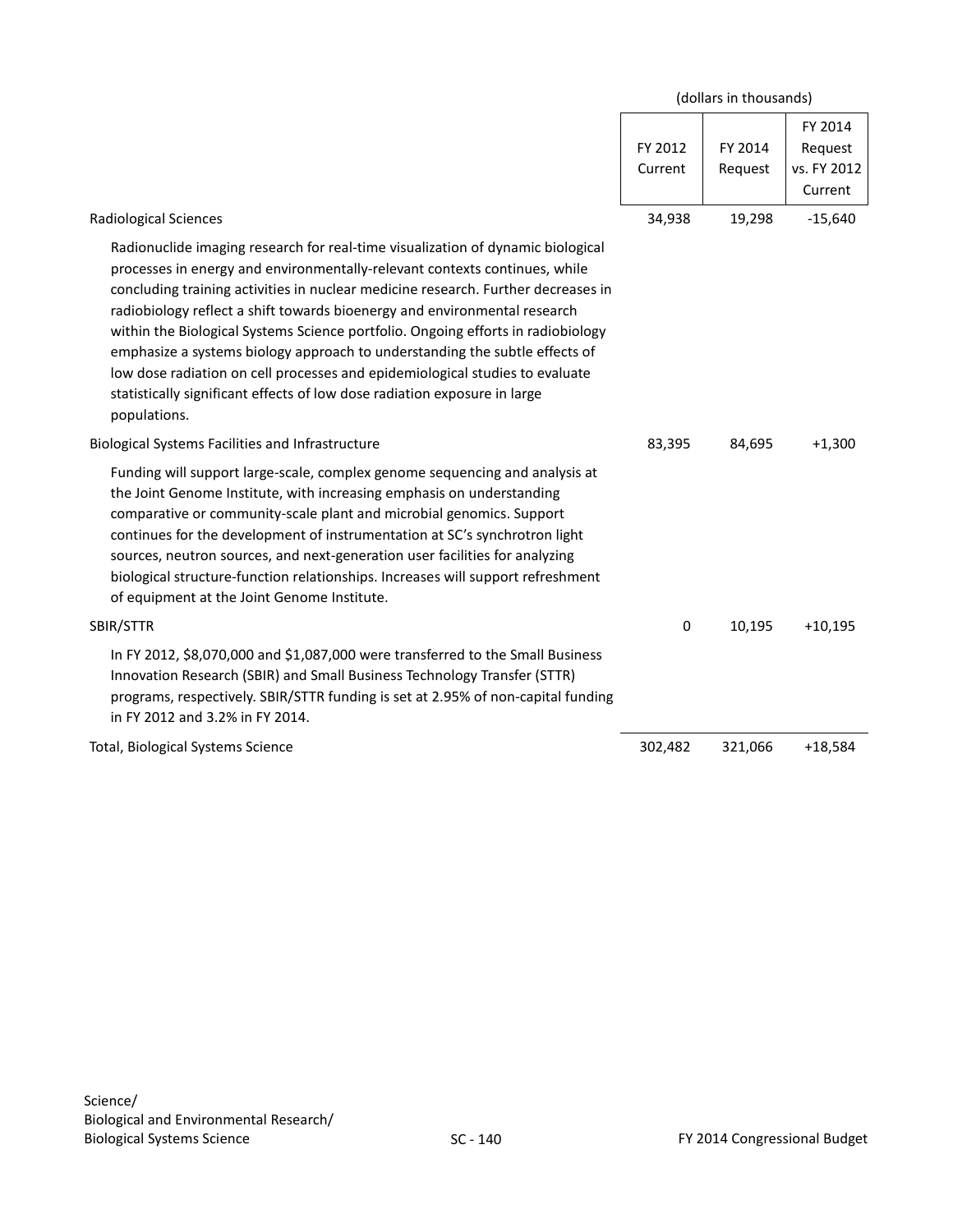(dollars in thousands)

| | FY 2012 Current | FY 2014 Request | FY 2014 Request vs. FY 2012 Current |
|---|---|---|---|
| Radiological Sciences | 34,938 | 19,298 | -15,640 |
| Radionuclide imaging research for real-time visualization of dynamic biological processes in energy and environmentally-relevant contexts continues, while concluding training activities in nuclear medicine research. Further decreases in radiobiology reflect a shift towards bioenergy and environmental research within the Biological Systems Science portfolio. Ongoing efforts in radiobiology emphasize a systems biology approach to understanding the subtle effects of low dose radiation on cell processes and epidemiological studies to evaluate statistically significant effects of low dose radiation exposure in large populations. | | | |
| Biological Systems Facilities and Infrastructure | 83,395 | 84,695 | +1,300 |
| Funding will support large-scale, complex genome sequencing and analysis at the Joint Genome Institute, with increasing emphasis on understanding comparative or community-scale plant and microbial genomics. Support continues for the development of instrumentation at SC's synchrotron light sources, neutron sources, and next-generation user facilities for analyzing biological structure-function relationships. Increases will support refreshment of equipment at the Joint Genome Institute. | | | |
| SBIR/STTR | 0 | 10,195 | +10,195 |
| In FY 2012, $8,070,000 and $1,087,000 were transferred to the Small Business Innovation Research (SBIR) and Small Business Technology Transfer (STTR) programs, respectively. SBIR/STTR funding is set at 2.95% of non-capital funding in FY 2012 and 3.2% in FY 2014. | | | |
| Total, Biological Systems Science | 302,482 | 321,066 | +18,584 |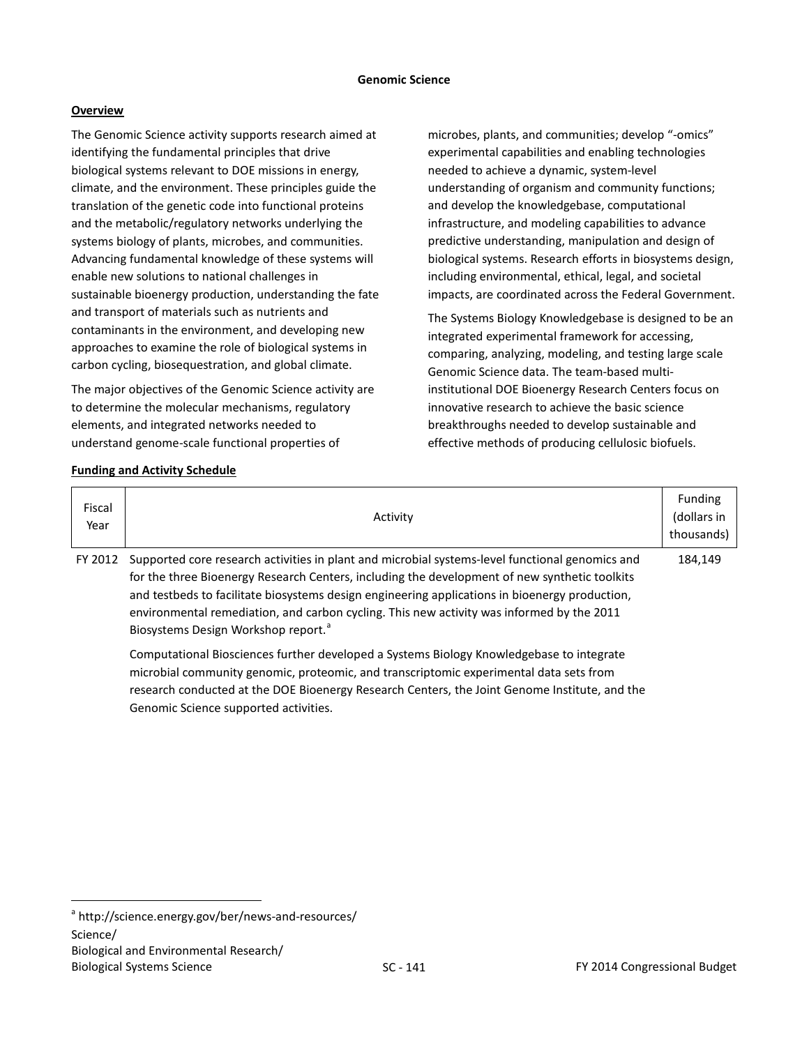# Genomic Science

## Overview

The Genomic Science activity supports research aimed at identifying the fundamental principles that drive biological systems relevant to DOE missions in energy, climate, and the environment. These principles guide the translation of the genetic code into functional proteins and the metabolic/regulatory networks underlying the systems biology of plants, microbes, and communities. Advancing fundamental knowledge of these systems will enable new solutions to national challenges in sustainable bioenergy production, understanding the fate and transport of materials such as nutrients and contaminants in the environment, and developing new approaches to examine the role of biological systems in carbon cycling, biosequestration, and global climate.

The major objectives of the Genomic Science activity are to determine the molecular mechanisms, regulatory elements, and integrated networks needed to understand genome-scale functional properties of microbes, plants, and communities; develop "-omics" experimental capabilities and enabling technologies needed to achieve a dynamic, system-level understanding of organism and community functions; and develop the knowledgebase, computational infrastructure, and modeling capabilities to advance predictive understanding, manipulation and design of biological systems. Research efforts in biosystems design, including environmental, ethical, legal, and societal impacts, are coordinated across the Federal Government.

The Systems Biology Knowledgebase is designed to be an integrated experimental framework for accessing, comparing, analyzing, modeling, and testing large scale Genomic Science data. The team-based multi-institutional DOE Bioenergy Research Centers focus on innovative research to achieve the basic science breakthroughs needed to develop sustainable and effective methods of producing cellulosic biofuels.

## Funding and Activity Schedule

| Fiscal Year | Activity | Funding (dollars in thousands) |
|---|---|---|
| FY 2012 | Supported core research activities in plant and microbial systems-level functional genomics and for the three Bioenergy Research Centers, including the development of new synthetic toolkits and testbeds to facilitate biosystems design engineering applications in bioenergy production, environmental remediation, and carbon cycling. This new activity was informed by the 2011 Biosystems Design Workshop report.[a]<br><br>Computational Biosciences further developed a Systems Biology Knowledgebase to integrate microbial community genomic, proteomic, and transcriptomic experimental data sets from research conducted at the DOE Bioenergy Research Centers, the Joint Genome Institute, and the Genomic Science supported activities. | 184,149 |

[a] http://science.energy.gov/ber/news-and-resources/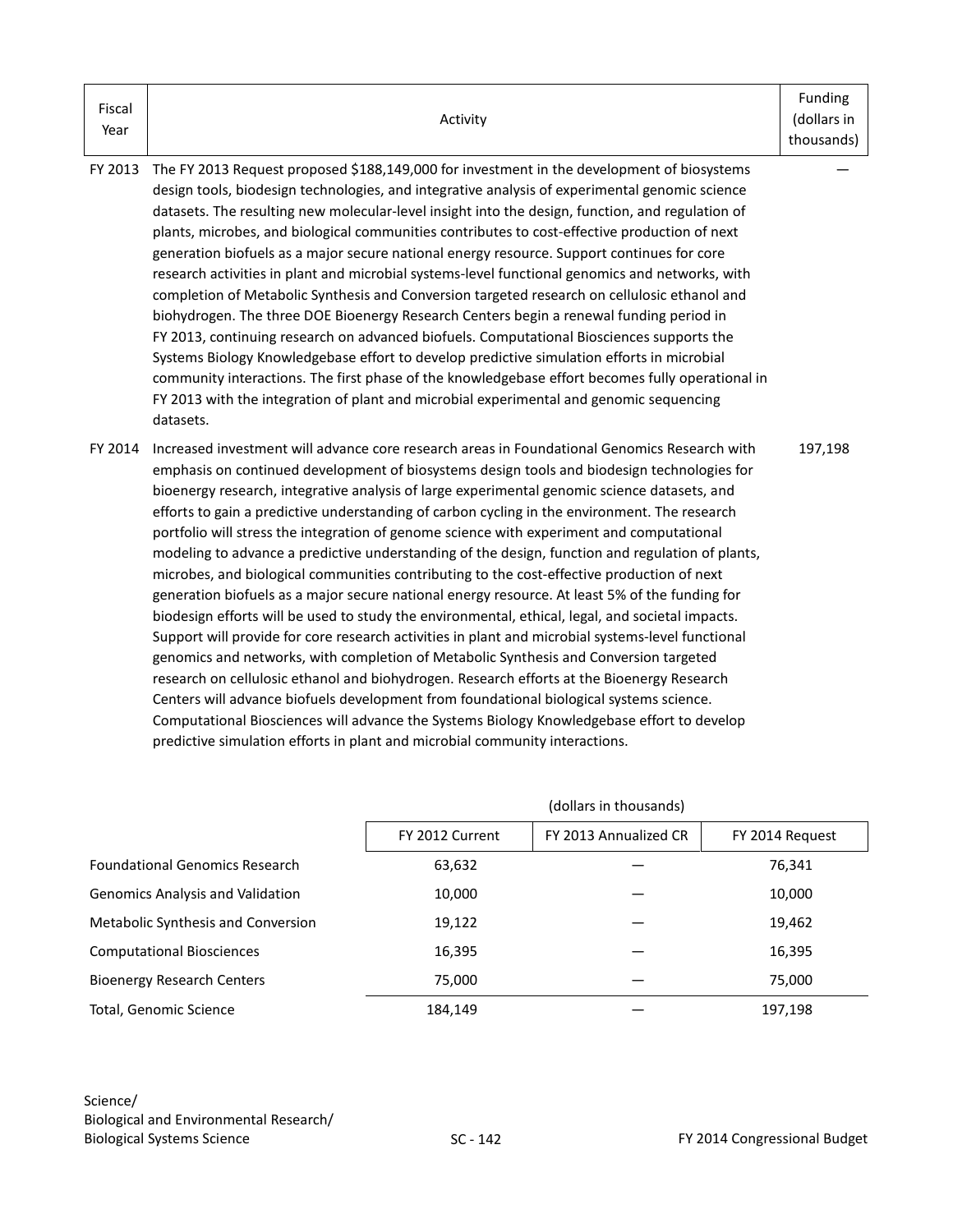| Fiscal Year | Activity | Funding (dollars in thousands) |
|---|---|---|
| FY 2013 | The FY 2013 Request proposed $188,149,000 for investment in the development of biosystems design tools, biodesign technologies, and integrative analysis of experimental genomic science datasets. The resulting new molecular-level insight into the design, function, and regulation of plants, microbes, and biological communities contributes to cost-effective production of next generation biofuels as a major secure national energy resource. Support continues for core research activities in plant and microbial systems-level functional genomics and networks, with completion of Metabolic Synthesis and Conversion targeted research on cellulosic ethanol and biohydrogen. The three DOE Bioenergy Research Centers begin a renewal funding period in FY 2013, continuing research on advanced biofuels. Computational Biosciences supports the Systems Biology Knowledgebase effort to develop predictive simulation efforts in microbial community interactions. The first phase of the knowledgebase effort becomes fully operational in FY 2013 with the integration of plant and microbial experimental and genomic sequencing datasets. | — |
| FY 2014 | Increased investment will advance core research areas in Foundational Genomics Research with emphasis on continued development of biosystems design tools and biodesign technologies for bioenergy research, integrative analysis of large experimental genomic science datasets, and efforts to gain a predictive understanding of carbon cycling in the environment. The research portfolio will stress the integration of genome science with experiment and computational modeling to advance a predictive understanding of the design, function and regulation of plants, microbes, and biological communities contributing to the cost-effective production of next generation biofuels as a major secure national energy resource. At least 5% of the funding for biodesign efforts will be used to study the environmental, ethical, legal, and societal impacts. Support will provide for core research activities in plant and microbial systems-level functional genomics and networks, with completion of Metabolic Synthesis and Conversion targeted research on cellulosic ethanol and biohydrogen. Research efforts at the Bioenergy Research Centers will advance biofuels development from foundational biological systems science. Computational Biosciences will advance the Systems Biology Knowledgebase effort to develop predictive simulation efforts in plant and microbial community interactions. | 197,198 |

| | (dollars in thousands) | | |
|---|---|---|---|
| | FY 2012 Current | FY 2013 Annualized CR | FY 2014 Request |
| Foundational Genomics Research | 63,632 | — | 76,341 |
| Genomics Analysis and Validation | 10,000 | — | 10,000 |
| Metabolic Synthesis and Conversion | 19,122 | — | 19,462 |
| Computational Biosciences | 16,395 | — | 16,395 |
| Bioenergy Research Centers | 75,000 | — | 75,000 |
| Total, Genomic Science | 184,149 | — | 197,198 |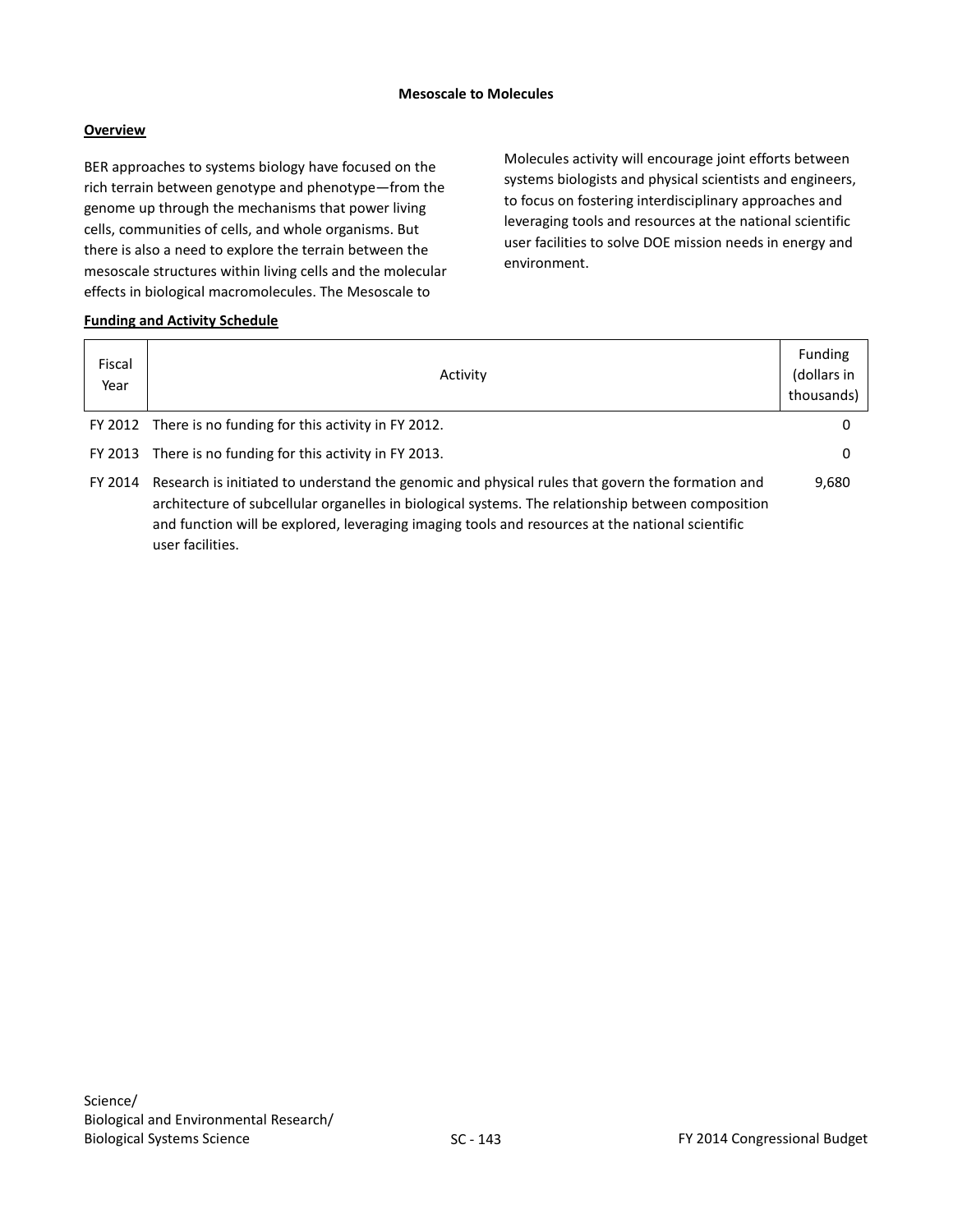## Mesoscale to Molecules

### Overview

BER approaches to systems biology have focused on the rich terrain between genotype and phenotype—from the genome up through the mechanisms that power living cells, communities of cells, and whole organisms. But there is also a need to explore the terrain between the mesoscale structures within living cells and the molecular effects in biological macromolecules. The Mesoscale to Molecules activity will encourage joint efforts between systems biologists and physical scientists and engineers, to focus on fostering interdisciplinary approaches and leveraging tools and resources at the national scientific user facilities to solve DOE mission needs in energy and environment.

### Funding and Activity Schedule

| Fiscal Year | Activity | Funding (dollars in thousands) |
|---|---|---|
| FY 2012 | There is no funding for this activity in FY 2012. | 0 |
| FY 2013 | There is no funding for this activity in FY 2013. | 0 |
| FY 2014 | Research is initiated to understand the genomic and physical rules that govern the formation and architecture of subcellular organelles in biological systems. The relationship between composition and function will be explored, leveraging imaging tools and resources at the national scientific user facilities. | 9,680 |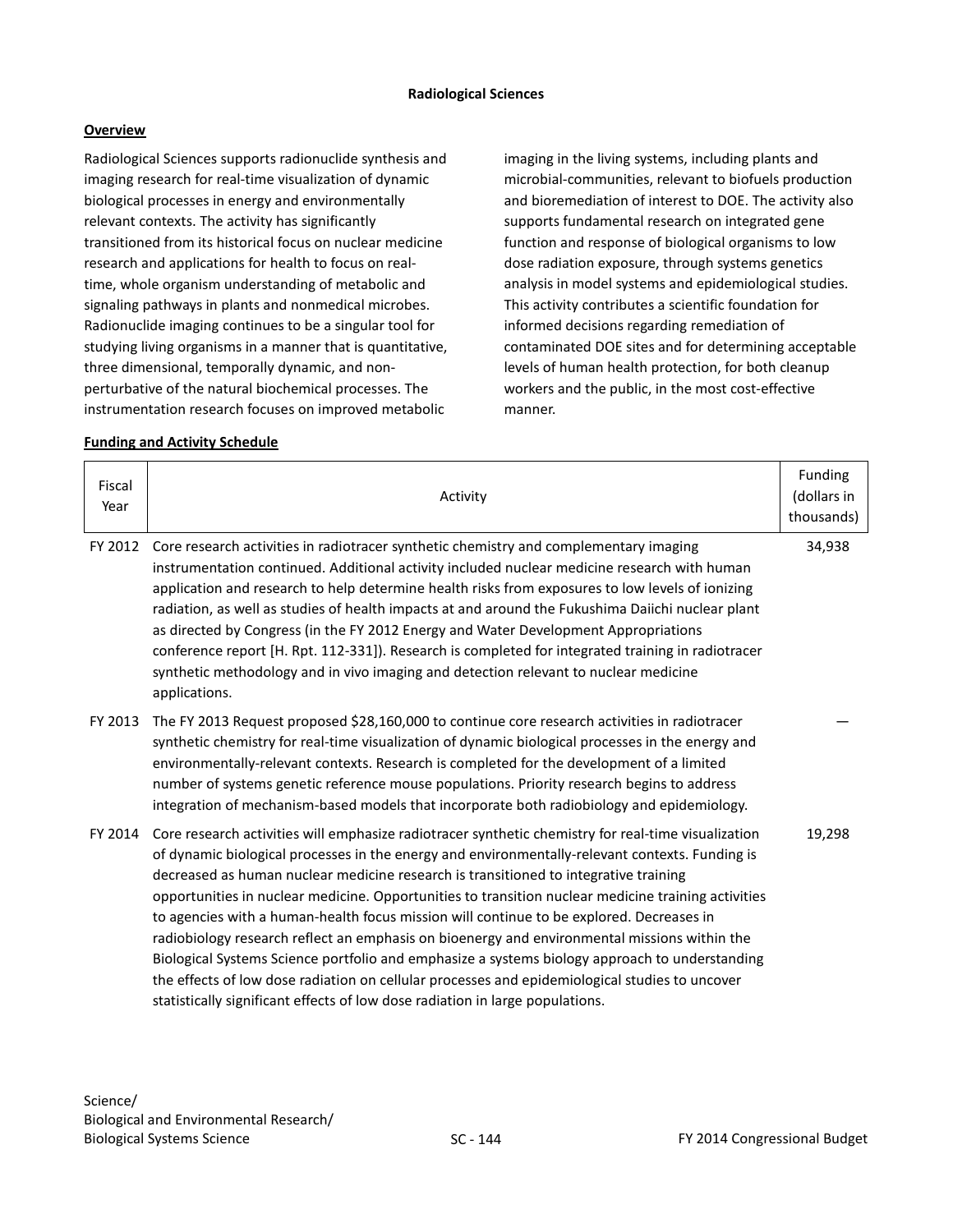## Radiological Sciences

### Overview

Radiological Sciences supports radionuclide synthesis and imaging research for real-time visualization of dynamic biological processes in energy and environmentally relevant contexts. The activity has significantly transitioned from its historical focus on nuclear medicine research and applications for health to focus on real-time, whole organism understanding of metabolic and signaling pathways in plants and nonmedical microbes. Radionuclide imaging continues to be a singular tool for studying living organisms in a manner that is quantitative, three dimensional, temporally dynamic, and non-perturbative of the natural biochemical processes. The instrumentation research focuses on improved metabolic imaging in the living systems, including plants and microbial-communities, relevant to biofuels production and bioremediation of interest to DOE. The activity also supports fundamental research on integrated gene function and response of biological organisms to low dose radiation exposure, through systems genetics analysis in model systems and epidemiological studies. This activity contributes a scientific foundation for informed decisions regarding remediation of contaminated DOE sites and for determining acceptable levels of human health protection, for both cleanup workers and the public, in the most cost-effective manner.

### Funding and Activity Schedule

| Fiscal Year | Activity | Funding (dollars in thousands) |
|---|---|---|
| FY 2012 | Core research activities in radiotracer synthetic chemistry and complementary imaging instrumentation continued. Additional activity included nuclear medicine research with human application and research to help determine health risks from exposures to low levels of ionizing radiation, as well as studies of health impacts at and around the Fukushima Daiichi nuclear plant as directed by Congress (in the FY 2012 Energy and Water Development Appropriations conference report [H. Rpt. 112-331]). Research is completed for integrated training in radiotracer synthetic methodology and in vivo imaging and detection relevant to nuclear medicine applications. | 34,938 |
| FY 2013 | The FY 2013 Request proposed $28,160,000 to continue core research activities in radiotracer synthetic chemistry for real-time visualization of dynamic biological processes in the energy and environmentally-relevant contexts. Research is completed for the development of a limited number of systems genetic reference mouse populations. Priority research begins to address integration of mechanism-based models that incorporate both radiobiology and epidemiology. | — |
| FY 2014 | Core research activities will emphasize radiotracer synthetic chemistry for real-time visualization of dynamic biological processes in the energy and environmentally-relevant contexts. Funding is decreased as human nuclear medicine research is transitioned to integrative training opportunities in nuclear medicine. Opportunities to transition nuclear medicine training activities to agencies with a human-health focus mission will continue to be explored. Decreases in radiobiology research reflect an emphasis on bioenergy and environmental missions within the Biological Systems Science portfolio and emphasize a systems biology approach to understanding the effects of low dose radiation on cellular processes and epidemiological studies to uncover statistically significant effects of low dose radiation in large populations. | 19,298 |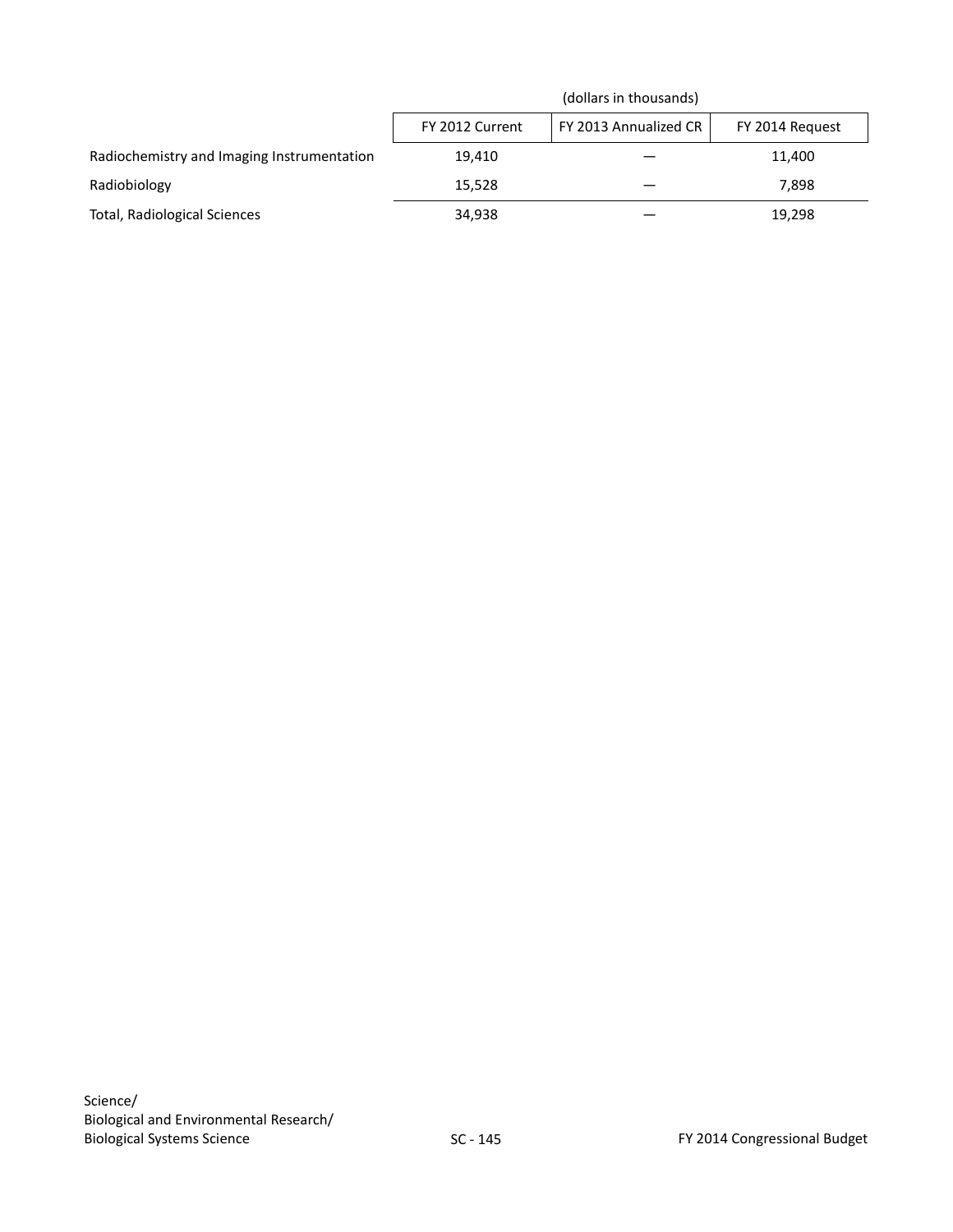| | (dollars in thousands) | | |
|---|---|---|---|
| | FY 2012 Current | FY 2013 Annualized CR | FY 2014 Request |
| Radiochemistry and Imaging Instrumentation | 19,410 | — | 11,400 |
| Radiobiology | 15,528 | — | 7,898 |
| Total, Radiological Sciences | 34,938 | — | 19,298 |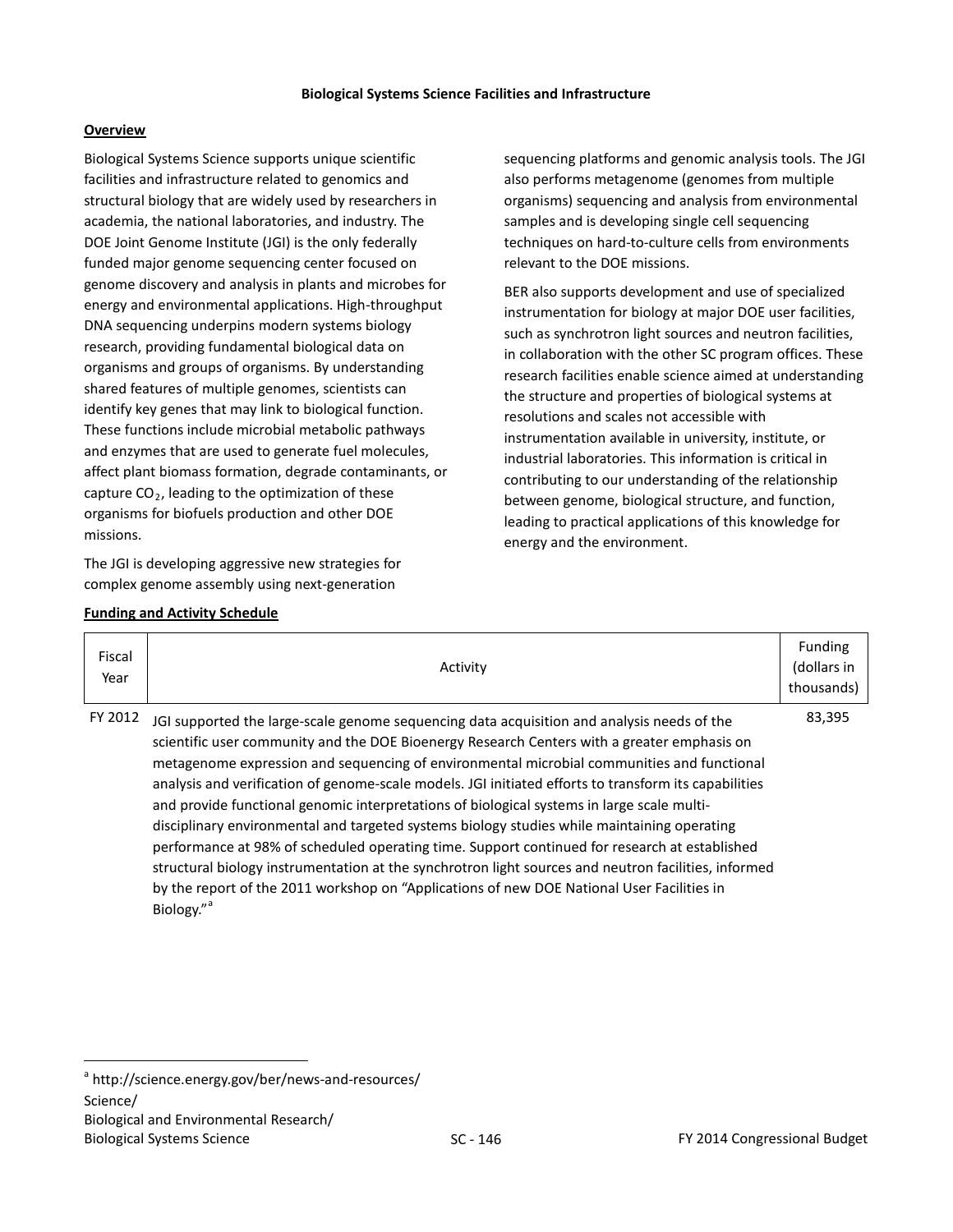## Biological Systems Science Facilities and Infrastructure

### Overview

Biological Systems Science supports unique scientific facilities and infrastructure related to genomics and structural biology that are widely used by researchers in academia, the national laboratories, and industry. The DOE Joint Genome Institute (JGI) is the only federally funded major genome sequencing center focused on genome discovery and analysis in plants and microbes for energy and environmental applications. High-throughput DNA sequencing underpins modern systems biology research, providing fundamental biological data on organisms and groups of organisms. By understanding shared features of multiple genomes, scientists can identify key genes that may link to biological function. These functions include microbial metabolic pathways and enzymes that are used to generate fuel molecules, affect plant biomass formation, degrade contaminants, or capture $CO_2$, leading to the optimization of these organisms for biofuels production and other DOE missions.

The JGI is developing aggressive new strategies for complex genome assembly using next-generation sequencing platforms and genomic analysis tools. The JGI also performs metagenome (genomes from multiple organisms) sequencing and analysis from environmental samples and is developing single cell sequencing techniques on hard-to-culture cells from environments relevant to the DOE missions.

BER also supports development and use of specialized instrumentation for biology at major DOE user facilities, such as synchrotron light sources and neutron facilities, in collaboration with the other SC program offices. These research facilities enable science aimed at understanding the structure and properties of biological systems at resolutions and scales not accessible with instrumentation available in university, institute, or industrial laboratories. This information is critical in contributing to our understanding of the relationship between genome, biological structure, and function, leading to practical applications of this knowledge for energy and the environment.

### Funding and Activity Schedule

| Fiscal Year | Activity | Funding (dollars in thousands) |
|---|---|---|
| FY 2012 | JGI supported the large-scale genome sequencing data acquisition and analysis needs of the scientific user community and the DOE Bioenergy Research Centers with a greater emphasis on metagenome expression and sequencing of environmental microbial communities and functional analysis and verification of genome-scale models. JGI initiated efforts to transform its capabilities and provide functional genomic interpretations of biological systems in large scale multi-disciplinary environmental and targeted systems biology studies while maintaining operating performance at 98% of scheduled operating time. Support continued for research at established structural biology instrumentation at the synchrotron light sources and neutron facilities, informed by the report of the 2011 workshop on "Applications of new DOE National User Facilities in Biology."[a] | 83,395 |

[a] http://science.energy.gov/ber/news-and-resources/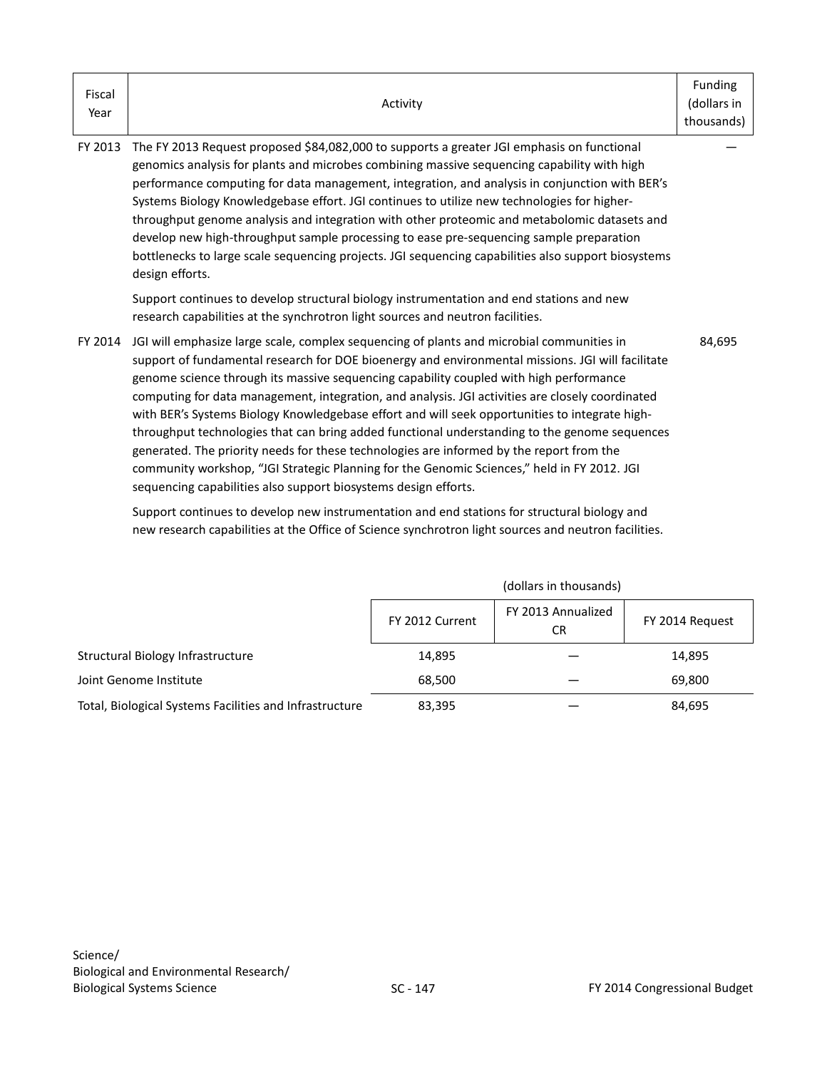| Fiscal Year | Activity | Funding (dollars in thousands) |
|---|---|---|
| FY 2013 | The FY 2013 Request proposed $84,082,000 to supports a greater JGI emphasis on functional genomics analysis for plants and microbes combining massive sequencing capability with high performance computing for data management, integration, and analysis in conjunction with BER's Systems Biology Knowledgebase effort. JGI continues to utilize new technologies for higher-throughput genome analysis and integration with other proteomic and metabolomic datasets and develop new high-throughput sample processing to ease pre-sequencing sample preparation bottlenecks to large scale sequencing projects. JGI sequencing capabilities also support biosystems design efforts.<br><br>Support continues to develop structural biology instrumentation and end stations and new research capabilities at the synchrotron light sources and neutron facilities. | — |
| FY 2014 | JGI will emphasize large scale, complex sequencing of plants and microbial communities in support of fundamental research for DOE bioenergy and environmental missions. JGI will facilitate genome science through its massive sequencing capability coupled with high performance computing for data management, integration, and analysis. JGI activities are closely coordinated with BER's Systems Biology Knowledgebase effort and will seek opportunities to integrate high-throughput technologies that can bring added functional understanding to the genome sequences generated. The priority needs for these technologies are informed by the report from the community workshop, "JGI Strategic Planning for the Genomic Sciences," held in FY 2012. JGI sequencing capabilities also support biosystems design efforts.<br><br>Support continues to develop new instrumentation and end stations for structural biology and new research capabilities at the Office of Science synchrotron light sources and neutron facilities. | 84,695 |

(dollars in thousands)

| | FY 2012 Current | FY 2013 Annualized CR | FY 2014 Request |
|---|---|---|---|
| Structural Biology Infrastructure | 14,895 | — | 14,895 |
| Joint Genome Institute | 68,500 | — | 69,800 |
| Total, Biological Systems Facilities and Infrastructure | 83,395 | — | 84,695 |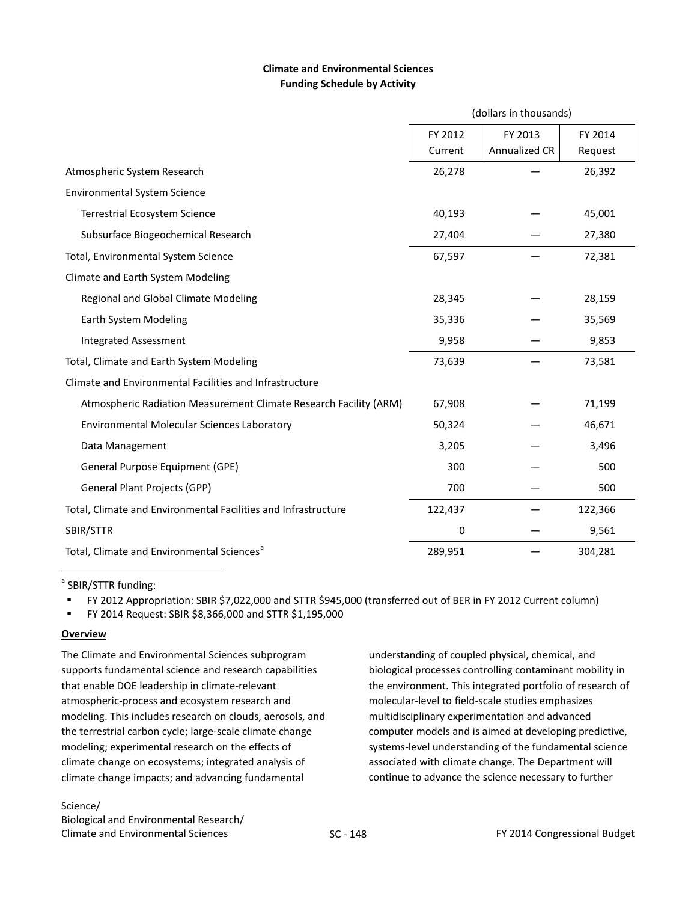**Climate and Environmental Sciences**
**Funding Schedule by Activity**

| | (dollars in thousands) | | |
|---|---|---|---|
| | FY 2012 Current | FY 2013 Annualized CR | FY 2014 Request |
| Atmospheric System Research | 26,278 | — | 26,392 |
| Environmental System Science | | | |
| Terrestrial Ecosystem Science | 40,193 | — | 45,001 |
| Subsurface Biogeochemical Research | 27,404 | — | 27,380 |
| Total, Environmental System Science | 67,597 | — | 72,381 |
| Climate and Earth System Modeling | | | |
| Regional and Global Climate Modeling | 28,345 | — | 28,159 |
| Earth System Modeling | 35,336 | — | 35,569 |
| Integrated Assessment | 9,958 | — | 9,853 |
| Total, Climate and Earth System Modeling | 73,639 | — | 73,581 |
| Climate and Environmental Facilities and Infrastructure | | | |
| Atmospheric Radiation Measurement Climate Research Facility (ARM) | 67,908 | — | 71,199 |
| Environmental Molecular Sciences Laboratory | 50,324 | — | 46,671 |
| Data Management | 3,205 | — | 3,496 |
| General Purpose Equipment (GPE) | 300 | — | 500 |
| General Plant Projects (GPP) | 700 | — | 500 |
| Total, Climate and Environmental Facilities and Infrastructure | 122,437 | — | 122,366 |
| SBIR/STTR | 0 | — | 9,561 |
| Total, Climate and Environmental Sciences[a] | 289,951 | — | 304,281 |

[a] SBIR/STTR funding:

- FY 2012 Appropriation: SBIR $7,022,000 and STTR $945,000 (transferred out of BER in FY 2012 Current column)
- FY 2014 Request: SBIR $8,366,000 and STTR $1,195,000

**Overview**

The Climate and Environmental Sciences subprogram supports fundamental science and research capabilities that enable DOE leadership in climate-relevant atmospheric-process and ecosystem research and modeling. This includes research on clouds, aerosols, and the terrestrial carbon cycle; large-scale climate change modeling; experimental research on the effects of climate change on ecosystems; integrated analysis of climate change impacts; and advancing fundamental understanding of coupled physical, chemical, and biological processes controlling contaminant mobility in the environment. This integrated portfolio of research of molecular-level to field-scale studies emphasizes multidisciplinary experimentation and advanced computer models and is aimed at developing predictive, systems-level understanding of the fundamental science associated with climate change. The Department will continue to advance the science necessary to further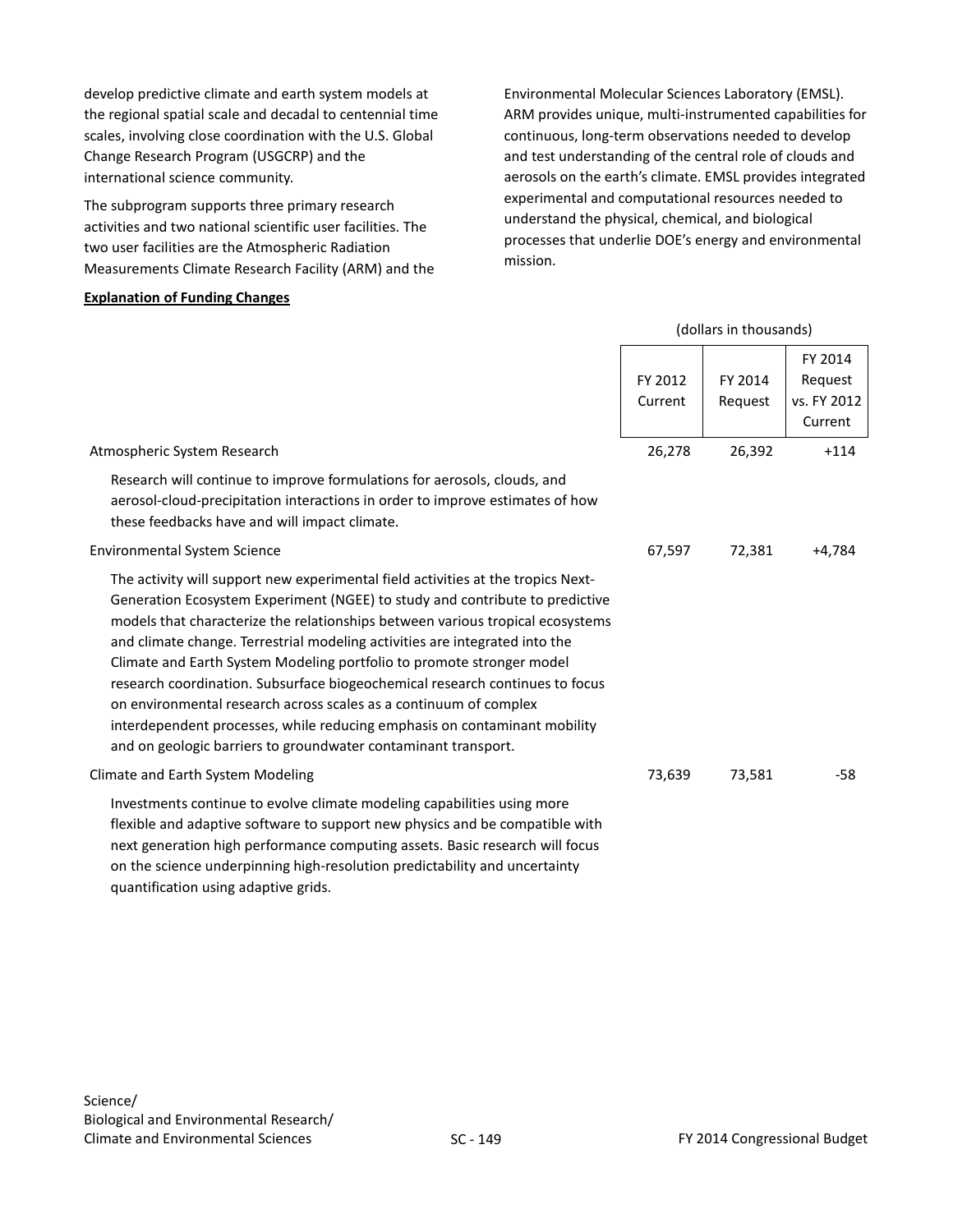develop predictive climate and earth system models at the regional spatial scale and decadal to centennial time scales, involving close coordination with the U.S. Global Change Research Program (USGCRP) and the international science community.

The subprogram supports three primary research activities and two national scientific user facilities. The two user facilities are the Atmospheric Radiation Measurements Climate Research Facility (ARM) and the Environmental Molecular Sciences Laboratory (EMSL). ARM provides unique, multi-instrumented capabilities for continuous, long-term observations needed to develop and test understanding of the central role of clouds and aerosols on the earth's climate. EMSL provides integrated experimental and computational resources needed to understand the physical, chemical, and biological processes that underlie DOE's energy and environmental mission.

**Explanation of Funding Changes**

(dollars in thousands)

| | FY 2012 Current | FY 2014 Request | FY 2014 Request vs. FY 2012 Current |
|---|---|---|---|
| Atmospheric System Research | 26,278 | 26,392 | +114 |
| Research will continue to improve formulations for aerosols, clouds, and aerosol-cloud-precipitation interactions in order to improve estimates of how these feedbacks have and will impact climate. | | | |
| Environmental System Science | 67,597 | 72,381 | +4,784 |
| The activity will support new experimental field activities at the tropics Next-Generation Ecosystem Experiment (NGEE) to study and contribute to predictive models that characterize the relationships between various tropical ecosystems and climate change. Terrestrial modeling activities are integrated into the Climate and Earth System Modeling portfolio to promote stronger model research coordination. Subsurface biogeochemical research continues to focus on environmental research across scales as a continuum of complex interdependent processes, while reducing emphasis on contaminant mobility and on geologic barriers to groundwater contaminant transport. | | | |
| Climate and Earth System Modeling | 73,639 | 73,581 | -58 |
| Investments continue to evolve climate modeling capabilities using more flexible and adaptive software to support new physics and be compatible with next generation high performance computing assets. Basic research will focus on the science underpinning high-resolution predictability and uncertainty quantification using adaptive grids. | | | |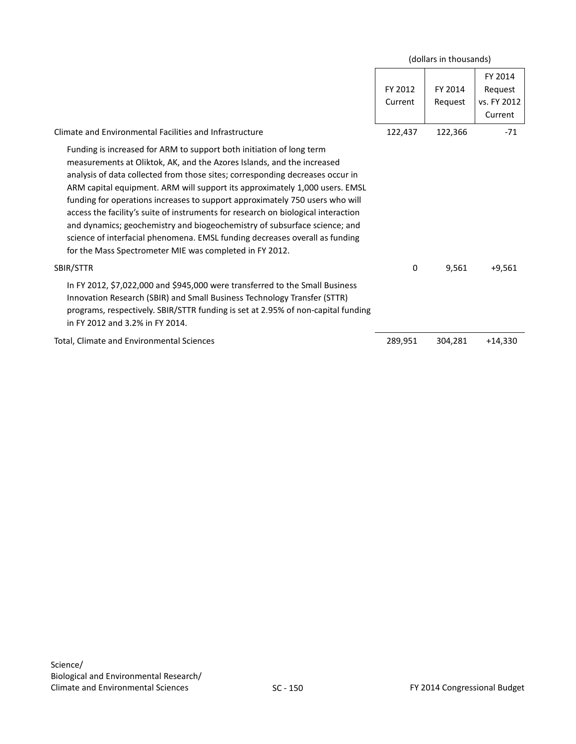(dollars in thousands)

| | FY 2012 Current | FY 2014 Request | FY 2014 Request vs. FY 2012 Current |
|---|---|---|---|
| Climate and Environmental Facilities and Infrastructure | 122,437 | 122,366 | -71 |
| Funding is increased for ARM to support both initiation of long term measurements at Oliktok, AK, and the Azores Islands, and the increased analysis of data collected from those sites; corresponding decreases occur in ARM capital equipment. ARM will support its approximately 1,000 users. EMSL funding for operations increases to support approximately 750 users who will access the facility's suite of instruments for research on biological interaction and dynamics; geochemistry and biogeochemistry of subsurface science; and science of interfacial phenomena. EMSL funding decreases overall as funding for the Mass Spectrometer MIE was completed in FY 2012. | | | |
| SBIR/STTR | 0 | 9,561 | +9,561 |
| In FY 2012, $7,022,000 and $945,000 were transferred to the Small Business Innovation Research (SBIR) and Small Business Technology Transfer (STTR) programs, respectively. SBIR/STTR funding is set at 2.95% of non-capital funding in FY 2012 and 3.2% in FY 2014. | | | |
| Total, Climate and Environmental Sciences | 289,951 | 304,281 | +14,330 |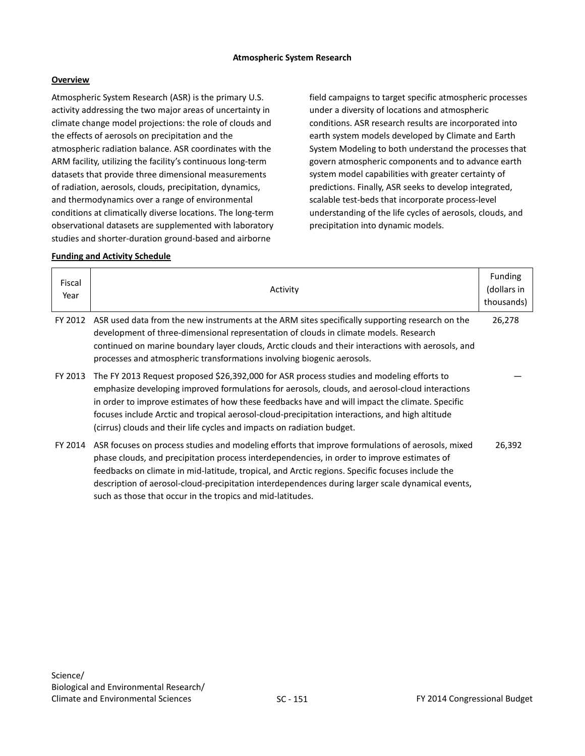# Atmospheric System Research

## Overview

Atmospheric System Research (ASR) is the primary U.S. activity addressing the two major areas of uncertainty in climate change model projections: the role of clouds and the effects of aerosols on precipitation and the atmospheric radiation balance. ASR coordinates with the ARM facility, utilizing the facility's continuous long-term datasets that provide three dimensional measurements of radiation, aerosols, clouds, precipitation, dynamics, and thermodynamics over a range of environmental conditions at climatically diverse locations. The long-term observational datasets are supplemented with laboratory studies and shorter-duration ground-based and airborne field campaigns to target specific atmospheric processes under a diversity of locations and atmospheric conditions. ASR research results are incorporated into earth system models developed by Climate and Earth System Modeling to both understand the processes that govern atmospheric components and to advance earth system model capabilities with greater certainty of predictions. Finally, ASR seeks to develop integrated, scalable test-beds that incorporate process-level understanding of the life cycles of aerosols, clouds, and precipitation into dynamic models.

## Funding and Activity Schedule

| Fiscal Year | Activity | Funding (dollars in thousands) |
|---|---|---|
| FY 2012 | ASR used data from the new instruments at the ARM sites specifically supporting research on the development of three-dimensional representation of clouds in climate models. Research continued on marine boundary layer clouds, Arctic clouds and their interactions with aerosols, and processes and atmospheric transformations involving biogenic aerosols. | 26,278 |
| FY 2013 | The FY 2013 Request proposed $26,392,000 for ASR process studies and modeling efforts to emphasize developing improved formulations for aerosols, clouds, and aerosol-cloud interactions in order to improve estimates of how these feedbacks have and will impact the climate. Specific focuses include Arctic and tropical aerosol-cloud-precipitation interactions, and high altitude (cirrus) clouds and their life cycles and impacts on radiation budget. | — |
| FY 2014 | ASR focuses on process studies and modeling efforts that improve formulations of aerosols, mixed phase clouds, and precipitation process interdependencies, in order to improve estimates of feedbacks on climate in mid-latitude, tropical, and Arctic regions. Specific focuses include the description of aerosol-cloud-precipitation interdependences during larger scale dynamical events, such as those that occur in the tropics and mid-latitudes. | 26,392 |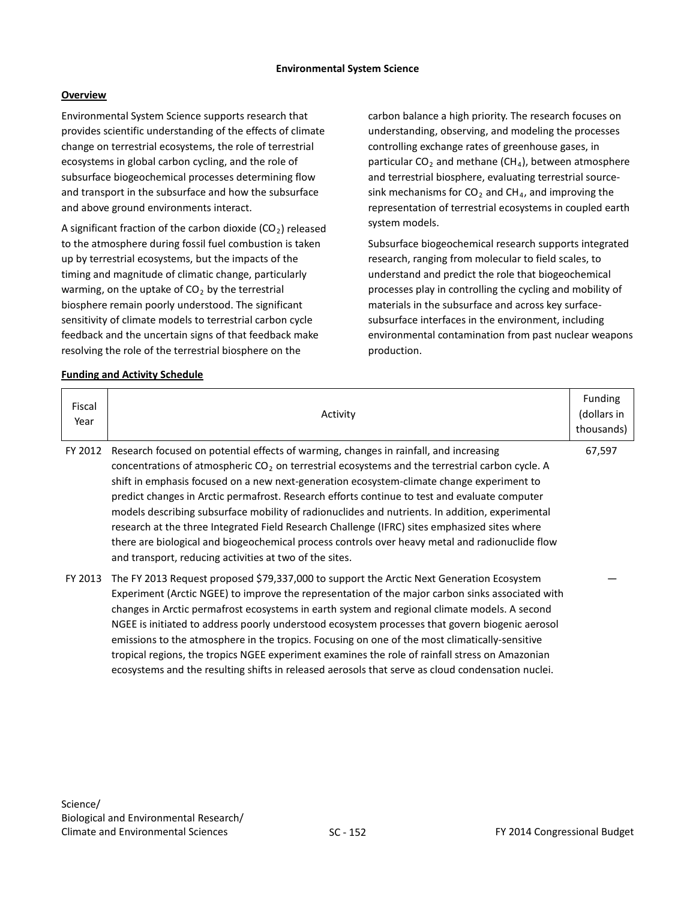## Environmental System Science

### Overview

Environmental System Science supports research that provides scientific understanding of the effects of climate change on terrestrial ecosystems, the role of terrestrial ecosystems in global carbon cycling, and the role of subsurface biogeochemical processes determining flow and transport in the subsurface and how the subsurface and above ground environments interact.

A significant fraction of the carbon dioxide ($CO_2$) released to the atmosphere during fossil fuel combustion is taken up by terrestrial ecosystems, but the impacts of the timing and magnitude of climatic change, particularly warming, on the uptake of $CO_2$ by the terrestrial biosphere remain poorly understood. The significant sensitivity of climate models to terrestrial carbon cycle feedback and the uncertain signs of that feedback make resolving the role of the terrestrial biosphere on the carbon balance a high priority. The research focuses on understanding, observing, and modeling the processes controlling exchange rates of greenhouse gases, in particular $CO_2$ and methane ($CH_4$), between atmosphere and terrestrial biosphere, evaluating terrestrial source-sink mechanisms for $CO_2$ and $CH_4$, and improving the representation of terrestrial ecosystems in coupled earth system models.

Subsurface biogeochemical research supports integrated research, ranging from molecular to field scales, to understand and predict the role that biogeochemical processes play in controlling the cycling and mobility of materials in the subsurface and across key surface-subsurface interfaces in the environment, including environmental contamination from past nuclear weapons production.

### Funding and Activity Schedule

| Fiscal Year | Activity | Funding (dollars in thousands) |
|---|---|---|
| FY 2012 | Research focused on potential effects of warming, changes in rainfall, and increasing concentrations of atmospheric $CO_2$ on terrestrial ecosystems and the terrestrial carbon cycle. A shift in emphasis focused on a new next-generation ecosystem-climate change experiment to predict changes in Arctic permafrost. Research efforts continue to test and evaluate computer models describing subsurface mobility of radionuclides and nutrients. In addition, experimental research at the three Integrated Field Research Challenge (IFRC) sites emphasized sites where there are biological and biogeochemical process controls over heavy metal and radionuclide flow and transport, reducing activities at two of the sites. | 67,597 |
| FY 2013 | The FY 2013 Request proposed $79,337,000 to support the Arctic Next Generation Ecosystem Experiment (Arctic NGEE) to improve the representation of the major carbon sinks associated with changes in Arctic permafrost ecosystems in earth system and regional climate models. A second NGEE is initiated to address poorly understood ecosystem processes that govern biogenic aerosol emissions to the atmosphere in the tropics. Focusing on one of the most climatically-sensitive tropical regions, the tropics NGEE experiment examines the role of rainfall stress on Amazonian ecosystems and the resulting shifts in released aerosols that serve as cloud condensation nuclei. | — |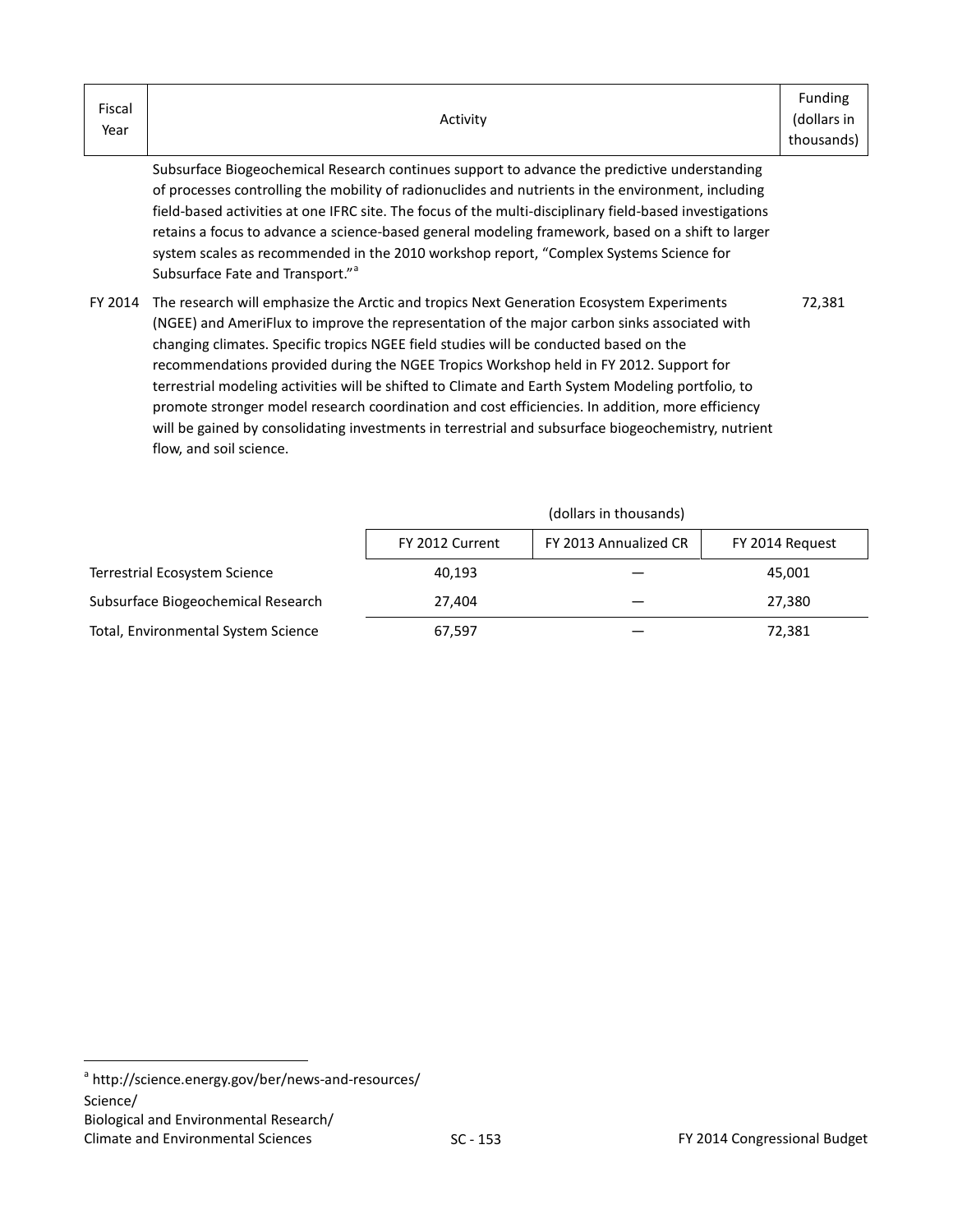| Fiscal Year | Activity | Funding (dollars in thousands) |
|---|---|---|
| | Subsurface Biogeochemical Research continues support to advance the predictive understanding of processes controlling the mobility of radionuclides and nutrients in the environment, including field-based activities at one IFRC site. The focus of the multi-disciplinary field-based investigations retains a focus to advance a science-based general modeling framework, based on a shift to larger system scales as recommended in the 2010 workshop report, "Complex Systems Science for Subsurface Fate and Transport."[a] | |
| FY 2014 | The research will emphasize the Arctic and tropics Next Generation Ecosystem Experiments (NGEE) and AmeriFlux to improve the representation of the major carbon sinks associated with changing climates. Specific tropics NGEE field studies will be conducted based on the recommendations provided during the NGEE Tropics Workshop held in FY 2012. Support for terrestrial modeling activities will be shifted to Climate and Earth System Modeling portfolio, to promote stronger model research coordination and cost efficiencies. In addition, more efficiency will be gained by consolidating investments in terrestrial and subsurface biogeochemistry, nutrient flow, and soil science. | 72,381 |

(dollars in thousands)

| | FY 2012 Current | FY 2013 Annualized CR | FY 2014 Request |
|---|---|---|---|
| Terrestrial Ecosystem Science | 40,193 | — | 45,001 |
| Subsurface Biogeochemical Research | 27,404 | — | 27,380 |
| Total, Environmental System Science | 67,597 | — | 72,381 |

[a] http://science.energy.gov/ber/news-and-resources/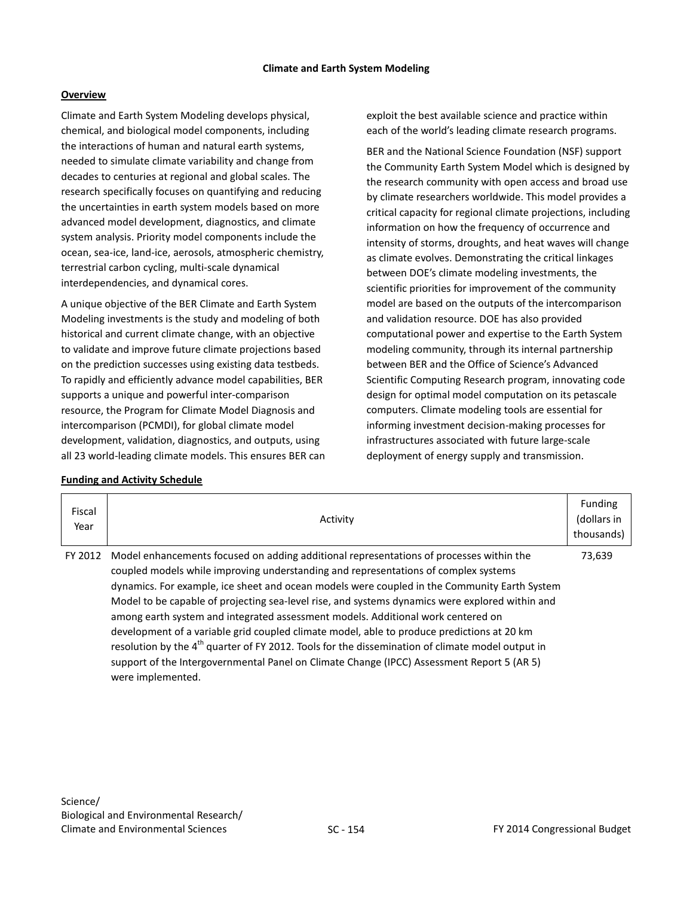# Climate and Earth System Modeling

## Overview

Climate and Earth System Modeling develops physical, chemical, and biological model components, including the interactions of human and natural earth systems, needed to simulate climate variability and change from decades to centuries at regional and global scales. The research specifically focuses on quantifying and reducing the uncertainties in earth system models based on more advanced model development, diagnostics, and climate system analysis. Priority model components include the ocean, sea-ice, land-ice, aerosols, atmospheric chemistry, terrestrial carbon cycling, multi-scale dynamical interdependencies, and dynamical cores.

A unique objective of the BER Climate and Earth System Modeling investments is the study and modeling of both historical and current climate change, with an objective to validate and improve future climate projections based on the prediction successes using existing data testbeds. To rapidly and efficiently advance model capabilities, BER supports a unique and powerful inter-comparison resource, the Program for Climate Model Diagnosis and intercomparison (PCMDI), for global climate model development, validation, diagnostics, and outputs, using all 23 world-leading climate models. This ensures BER can exploit the best available science and practice within each of the world's leading climate research programs.

BER and the National Science Foundation (NSF) support the Community Earth System Model which is designed by the research community with open access and broad use by climate researchers worldwide. This model provides a critical capacity for regional climate projections, including information on how the frequency of occurrence and intensity of storms, droughts, and heat waves will change as climate evolves. Demonstrating the critical linkages between DOE's climate modeling investments, the scientific priorities for improvement of the community model are based on the outputs of the intercomparison and validation resource. DOE has also provided computational power and expertise to the Earth System modeling community, through its internal partnership between BER and the Office of Science's Advanced Scientific Computing Research program, innovating code design for optimal model computation on its petascale computers. Climate modeling tools are essential for informing investment decision-making processes for infrastructures associated with future large-scale deployment of energy supply and transmission.

## Funding and Activity Schedule

| Fiscal Year | Activity | Funding (dollars in thousands) |
|---|---|---|
| FY 2012 | Model enhancements focused on adding additional representations of processes within the coupled models while improving understanding and representations of complex systems dynamics. For example, ice sheet and ocean models were coupled in the Community Earth System Model to be capable of projecting sea-level rise, and systems dynamics were explored within and among earth system and integrated assessment models. Additional work centered on development of a variable grid coupled climate model, able to produce predictions at 20 km resolution by the 4th quarter of FY 2012. Tools for the dissemination of climate model output in support of the Intergovernmental Panel on Climate Change (IPCC) Assessment Report 5 (AR 5) were implemented. | 73,639 |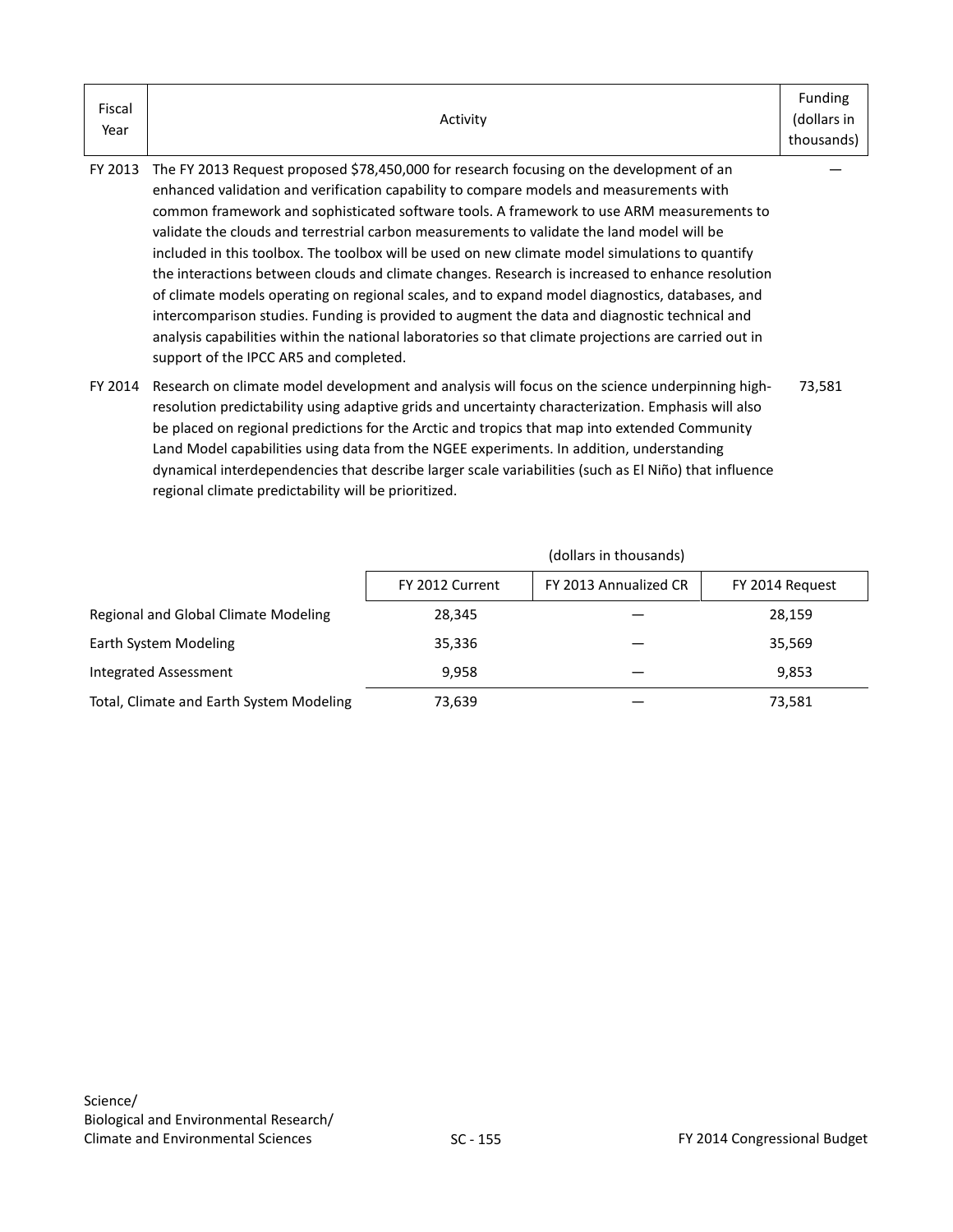| Fiscal Year | Activity | Funding (dollars in thousands) |
|---|---|---|
| FY 2013 | The FY 2013 Request proposed $78,450,000 for research focusing on the development of an enhanced validation and verification capability to compare models and measurements with common framework and sophisticated software tools. A framework to use ARM measurements to validate the clouds and terrestrial carbon measurements to validate the land model will be included in this toolbox. The toolbox will be used on new climate model simulations to quantify the interactions between clouds and climate changes. Research is increased to enhance resolution of climate models operating on regional scales, and to expand model diagnostics, databases, and intercomparison studies. Funding is provided to augment the data and diagnostic technical and analysis capabilities within the national laboratories so that climate projections are carried out in support of the IPCC AR5 and completed. | — |
| FY 2014 | Research on climate model development and analysis will focus on the science underpinning high-resolution predictability using adaptive grids and uncertainty characterization. Emphasis will also be placed on regional predictions for the Arctic and tropics that map into extended Community Land Model capabilities using data from the NGEE experiments. In addition, understanding dynamical interdependencies that describe larger scale variabilities (such as El Niño) that influence regional climate predictability will be prioritized. | 73,581 |

| | (dollars in thousands) | | |
|---|---|---|---|
| | FY 2012 Current | FY 2013 Annualized CR | FY 2014 Request |
| Regional and Global Climate Modeling | 28,345 | — | 28,159 |
| Earth System Modeling | 35,336 | — | 35,569 |
| Integrated Assessment | 9,958 | — | 9,853 |
| Total, Climate and Earth System Modeling | 73,639 | — | 73,581 |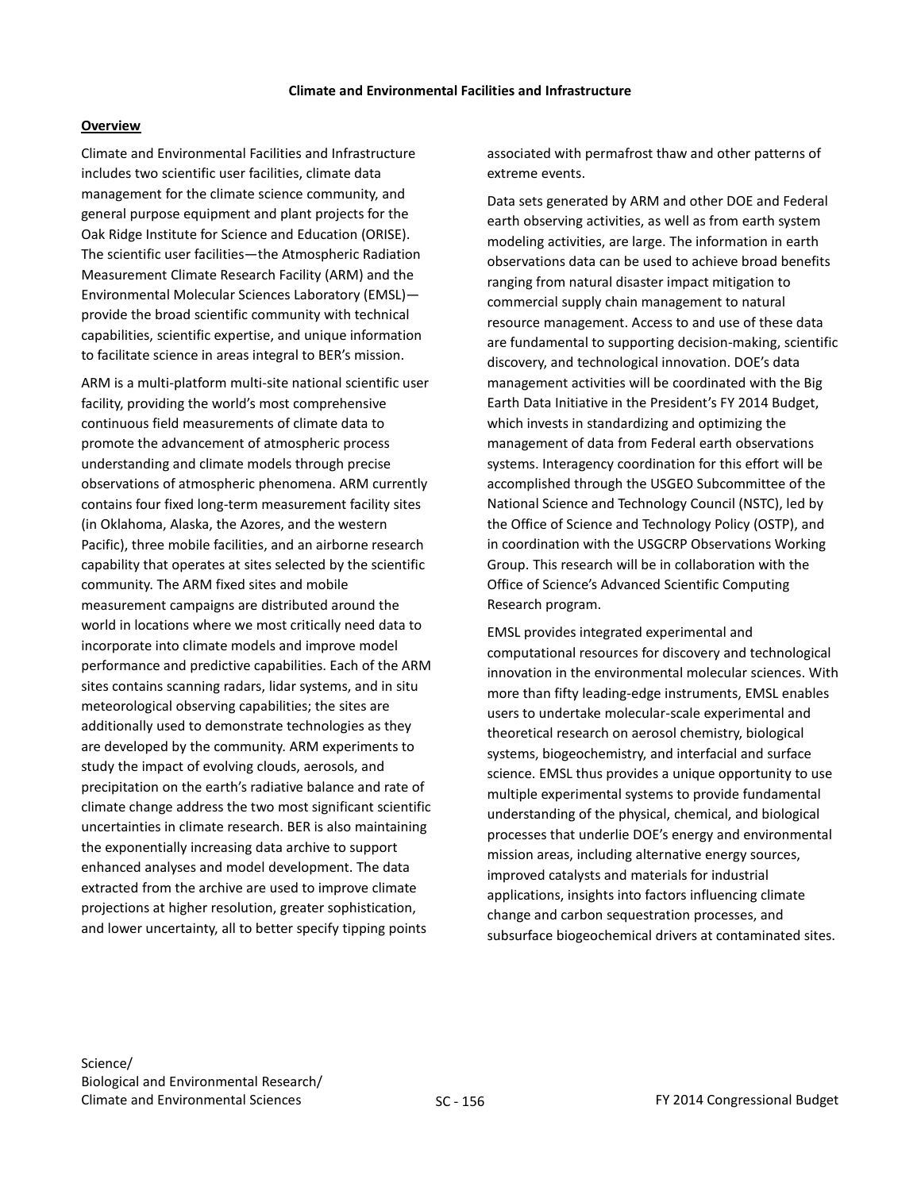## Climate and Environmental Facilities and Infrastructure

### Overview

Climate and Environmental Facilities and Infrastructure includes two scientific user facilities, climate data management for the climate science community, and general purpose equipment and plant projects for the Oak Ridge Institute for Science and Education (ORISE). The scientific user facilities—the Atmospheric Radiation Measurement Climate Research Facility (ARM) and the Environmental Molecular Sciences Laboratory (EMSL)—provide the broad scientific community with technical capabilities, scientific expertise, and unique information to facilitate science in areas integral to BER's mission.

ARM is a multi-platform multi-site national scientific user facility, providing the world's most comprehensive continuous field measurements of climate data to promote the advancement of atmospheric process understanding and climate models through precise observations of atmospheric phenomena. ARM currently contains four fixed long-term measurement facility sites (in Oklahoma, Alaska, the Azores, and the western Pacific), three mobile facilities, and an airborne research capability that operates at sites selected by the scientific community. The ARM fixed sites and mobile measurement campaigns are distributed around the world in locations where we most critically need data to incorporate into climate models and improve model performance and predictive capabilities. Each of the ARM sites contains scanning radars, lidar systems, and in situ meteorological observing capabilities; the sites are additionally used to demonstrate technologies as they are developed by the community. ARM experiments to study the impact of evolving clouds, aerosols, and precipitation on the earth's radiative balance and rate of climate change address the two most significant scientific uncertainties in climate research. BER is also maintaining the exponentially increasing data archive to support enhanced analyses and model development. The data extracted from the archive are used to improve climate projections at higher resolution, greater sophistication, and lower uncertainty, all to better specify tipping points associated with permafrost thaw and other patterns of extreme events.

Data sets generated by ARM and other DOE and Federal earth observing activities, as well as from earth system modeling activities, are large. The information in earth observations data can be used to achieve broad benefits ranging from natural disaster impact mitigation to commercial supply chain management to natural resource management. Access to and use of these data are fundamental to supporting decision-making, scientific discovery, and technological innovation. DOE's data management activities will be coordinated with the Big Earth Data Initiative in the President's FY 2014 Budget, which invests in standardizing and optimizing the management of data from Federal earth observations systems. Interagency coordination for this effort will be accomplished through the USGEO Subcommittee of the National Science and Technology Council (NSTC), led by the Office of Science and Technology Policy (OSTP), and in coordination with the USGCRP Observations Working Group. This research will be in collaboration with the Office of Science's Advanced Scientific Computing Research program.

EMSL provides integrated experimental and computational resources for discovery and technological innovation in the environmental molecular sciences. With more than fifty leading-edge instruments, EMSL enables users to undertake molecular-scale experimental and theoretical research on aerosol chemistry, biological systems, biogeochemistry, and interfacial and surface science. EMSL thus provides a unique opportunity to use multiple experimental systems to provide fundamental understanding of the physical, chemical, and biological processes that underlie DOE's energy and environmental mission areas, including alternative energy sources, improved catalysts and materials for industrial applications, insights into factors influencing climate change and carbon sequestration processes, and subsurface biogeochemical drivers at contaminated sites.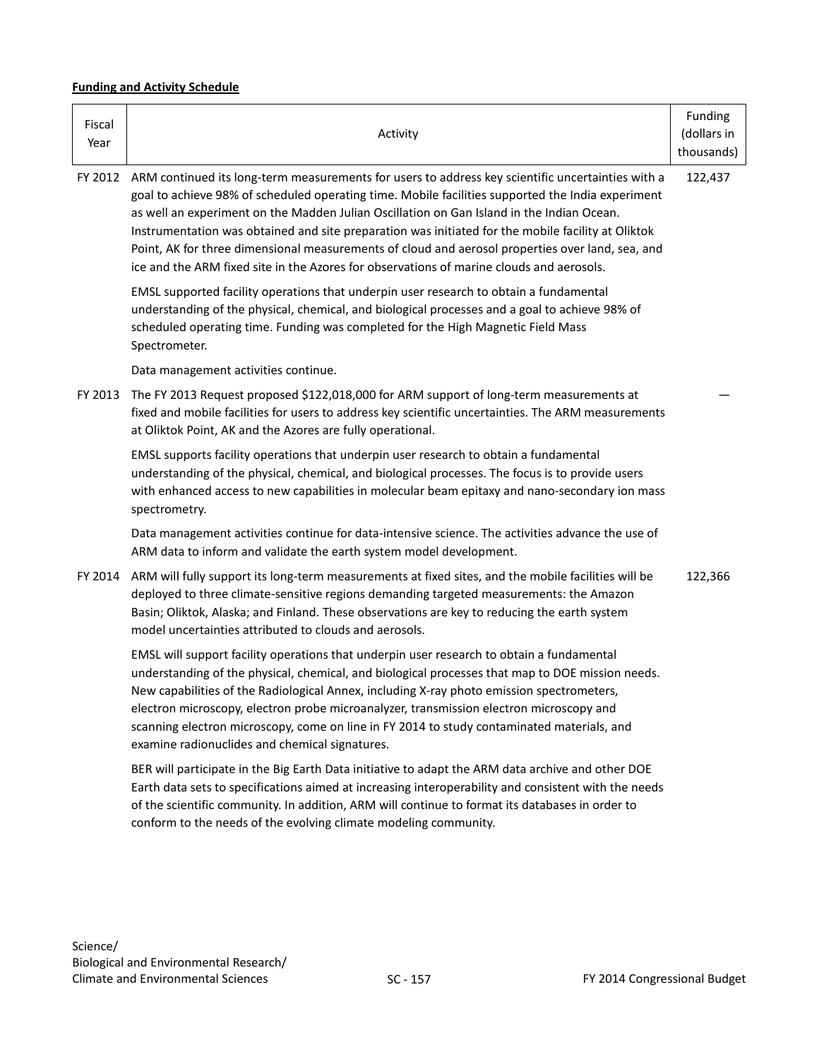**Funding and Activity Schedule**

| Fiscal Year | Activity | Funding (dollars in thousands) |
|---|---|---|
| FY 2012 | ARM continued its long-term measurements for users to address key scientific uncertainties with a goal to achieve 98% of scheduled operating time. Mobile facilities supported the India experiment as well an experiment on the Madden Julian Oscillation on Gan Island in the Indian Ocean. Instrumentation was obtained and site preparation was initiated for the mobile facility at Oliktok Point, AK for three dimensional measurements of cloud and aerosol properties over land, sea, and ice and the ARM fixed site in the Azores for observations of marine clouds and aerosols.<br><br>EMSL supported facility operations that underpin user research to obtain a fundamental understanding of the physical, chemical, and biological processes and a goal to achieve 98% of scheduled operating time. Funding was completed for the High Magnetic Field Mass Spectrometer.<br><br>Data management activities continue. | 122,437 |
| FY 2013 | The FY 2013 Request proposed $122,018,000 for ARM support of long-term measurements at fixed and mobile facilities for users to address key scientific uncertainties. The ARM measurements at Oliktok Point, AK and the Azores are fully operational.<br><br>EMSL supports facility operations that underpin user research to obtain a fundamental understanding of the physical, chemical, and biological processes. The focus is to provide users with enhanced access to new capabilities in molecular beam epitaxy and nano-secondary ion mass spectrometry.<br><br>Data management activities continue for data-intensive science. The activities advance the use of ARM data to inform and validate the earth system model development. | — |
| FY 2014 | ARM will fully support its long-term measurements at fixed sites, and the mobile facilities will be deployed to three climate-sensitive regions demanding targeted measurements: the Amazon Basin; Oliktok, Alaska; and Finland. These observations are key to reducing the earth system model uncertainties attributed to clouds and aerosols.<br><br>EMSL will support facility operations that underpin user research to obtain a fundamental understanding of the physical, chemical, and biological processes that map to DOE mission needs. New capabilities of the Radiological Annex, including X-ray photo emission spectrometers, electron microscopy, electron probe microanalyzer, transmission electron microscopy and scanning electron microscopy, come on line in FY 2014 to study contaminated materials, and examine radionuclides and chemical signatures.<br><br>BER will participate in the Big Earth Data initiative to adapt the ARM data archive and other DOE Earth data sets to specifications aimed at increasing interoperability and consistent with the needs of the scientific community. In addition, ARM will continue to format its databases in order to conform to the needs of the evolving climate modeling community. | 122,366 |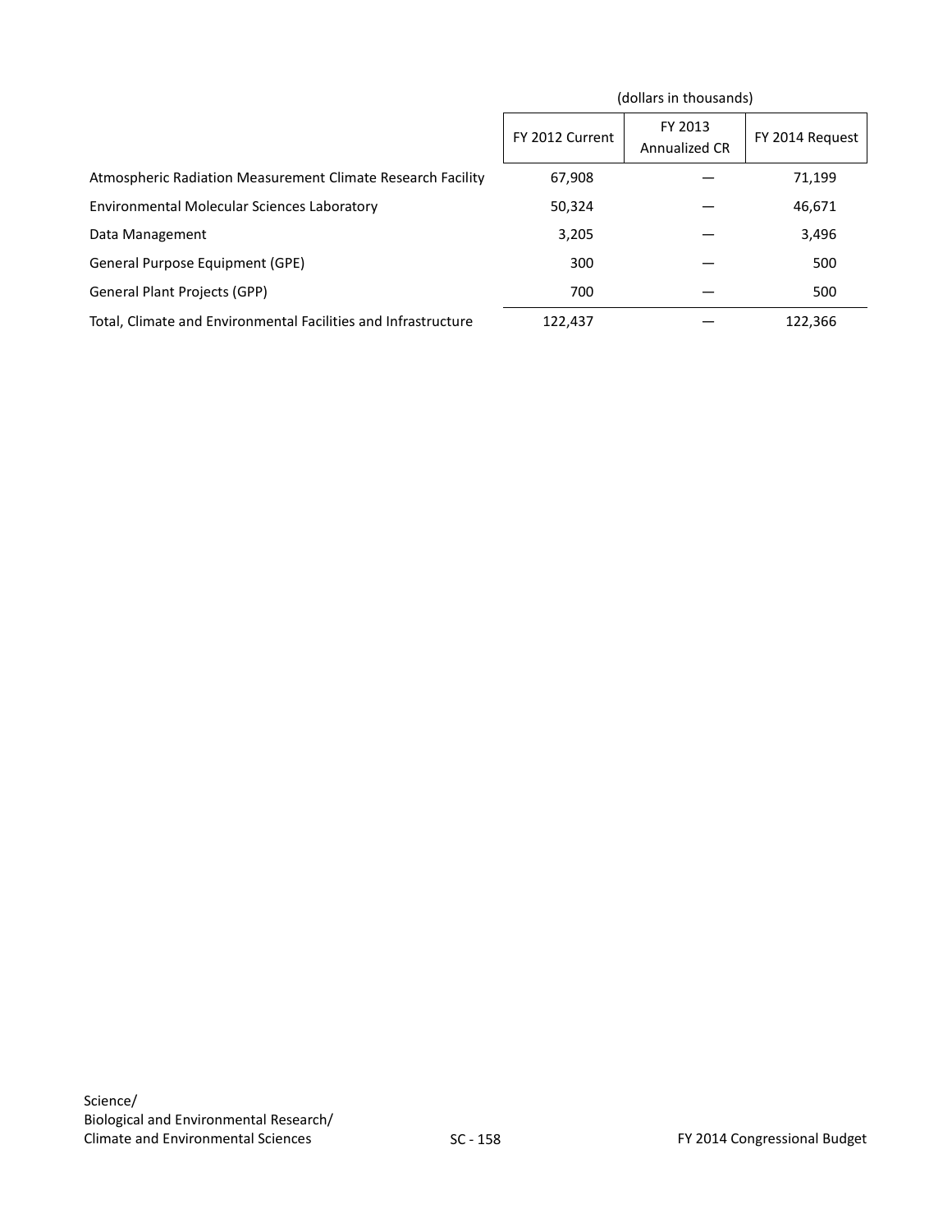| | (dollars in thousands) | | |
|---|---|---|---|
| | FY 2012 Current | FY 2013 Annualized CR | FY 2014 Request |
| Atmospheric Radiation Measurement Climate Research Facility | 67,908 | — | 71,199 |
| Environmental Molecular Sciences Laboratory | 50,324 | — | 46,671 |
| Data Management | 3,205 | — | 3,496 |
| General Purpose Equipment (GPE) | 300 | — | 500 |
| General Plant Projects (GPP) | 700 | — | 500 |
| Total, Climate and Environmental Facilities and Infrastructure | 122,437 | — | 122,366 |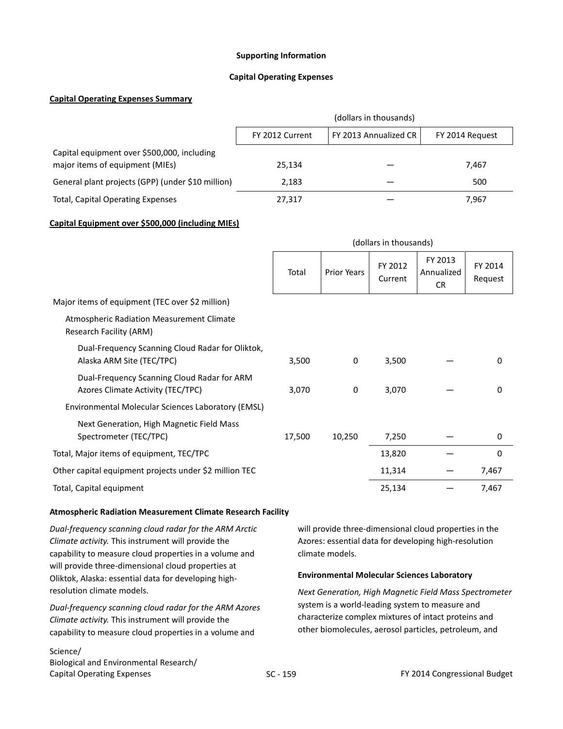**Supporting Information**

**Capital Operating Expenses**

**Capital Operating Expenses Summary**

| | (dollars in thousands) | | |
|---|---|---|---|
| | FY 2012 Current | FY 2013 Annualized CR | FY 2014 Request |
| Capital equipment over $500,000, including major items of equipment (MIEs) | 25,134 | — | 7,467 |
| General plant projects (GPP) (under $10 million) | 2,183 | — | 500 |
| Total, Capital Operating Expenses | 27,317 | — | 7,967 |

**Capital Equipment over $500,000 (including MIEs)**

| | (dollars in thousands) | | | | |
|---|---|---|---|---|---|
| | Total | Prior Years | FY 2012 Current | FY 2013 Annualized CR | FY 2014 Request |
| Major items of equipment (TEC over $2 million) | | | | | |
| Atmospheric Radiation Measurement Climate Research Facility (ARM) | | | | | |
| Dual-Frequency Scanning Cloud Radar for Oliktok, Alaska ARM Site (TEC/TPC) | 3,500 | 0 | 3,500 | — | 0 |
| Dual-Frequency Scanning Cloud Radar for ARM Azores Climate Activity (TEC/TPC) | 3,070 | 0 | 3,070 | — | 0 |
| Environmental Molecular Sciences Laboratory (EMSL) | | | | | |
| Next Generation, High Magnetic Field Mass Spectrometer (TEC/TPC) | 17,500 | 10,250 | 7,250 | — | 0 |
| Total, Major items of equipment, TEC/TPC | | | 13,820 | — | 0 |
| Other capital equipment projects under $2 million TEC | | | 11,314 | — | 7,467 |
| Total, Capital equipment | | | 25,134 | — | 7,467 |

**Atmospheric Radiation Measurement Climate Research Facility**

*Dual-frequency scanning cloud radar for the ARM Arctic Climate activity.* This instrument will provide the capability to measure cloud properties in a volume and will provide three-dimensional cloud properties at Oliktok, Alaska: essential data for developing high-resolution climate models.

*Dual-frequency scanning cloud radar for the ARM Azores Climate activity.* This instrument will provide the capability to measure cloud properties in a volume and will provide three-dimensional cloud properties in the Azores: essential data for developing high-resolution climate models.

**Environmental Molecular Sciences Laboratory**

*Next Generation, High Magnetic Field Mass Spectrometer* system is a world-leading system to measure and characterize complex mixtures of intact proteins and other biomolecules, aerosol particles, petroleum, and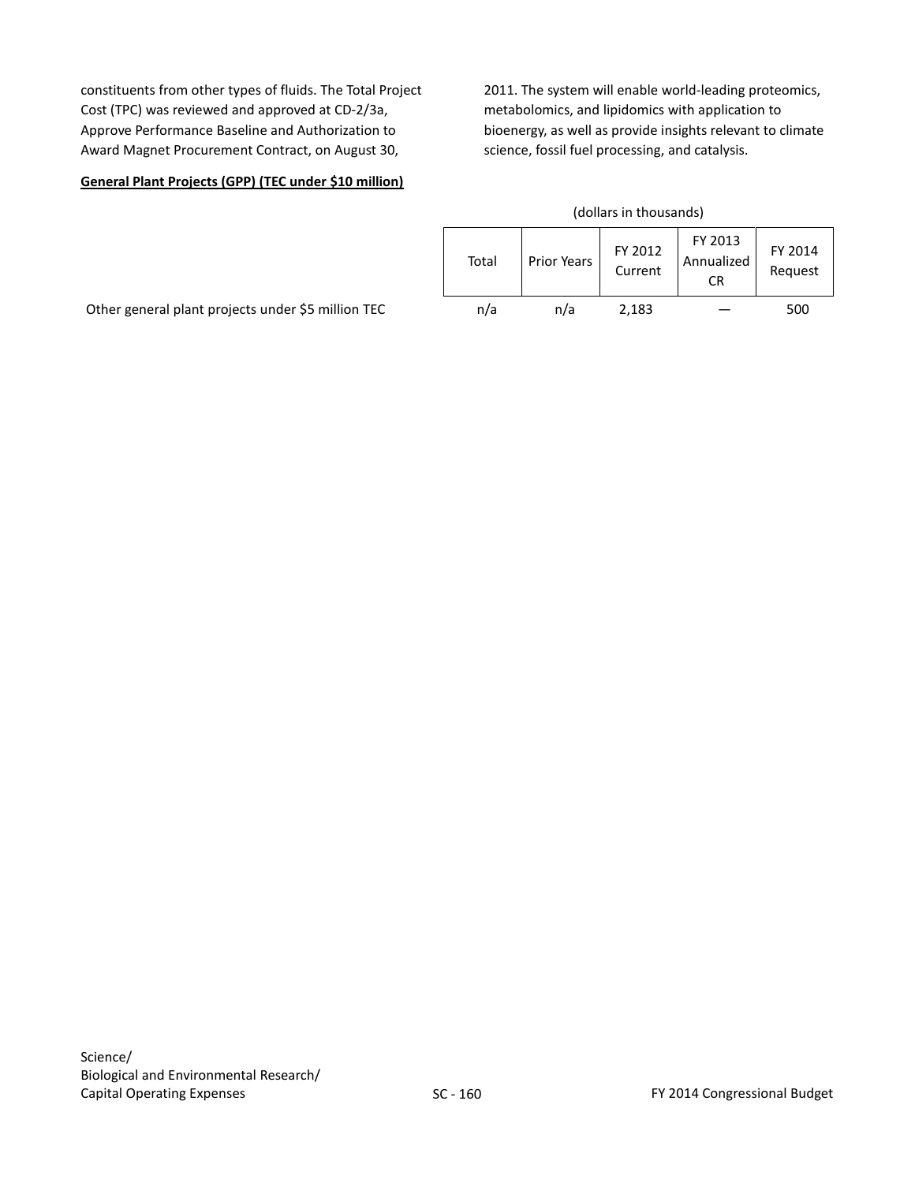constituents from other types of fluids. The Total Project Cost (TPC) was reviewed and approved at CD-2/3a, Approve Performance Baseline and Authorization to Award Magnet Procurement Contract, on August 30, 2011. The system will enable world-leading proteomics, metabolomics, and lipidomics with application to bioenergy, as well as provide insights relevant to climate science, fossil fuel processing, and catalysis.

**General Plant Projects (GPP) (TEC under $10 million)**

(dollars in thousands)

| | Total | Prior Years | FY 2012 Current | FY 2013 Annualized CR | FY 2014 Request |
|---|---|---|---|---|---|
| Other general plant projects under $5 million TEC | n/a | n/a | 2,183 | — | 500 |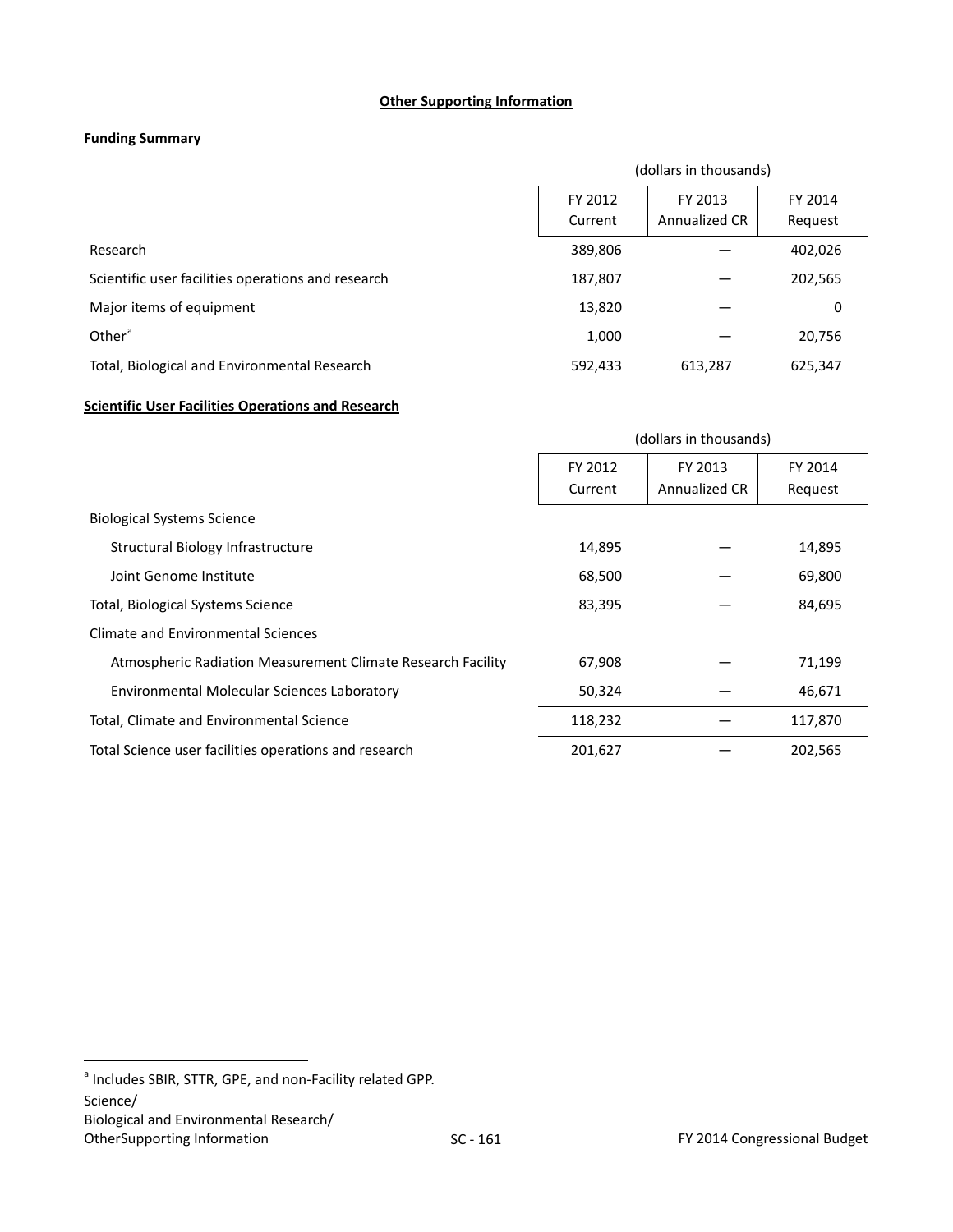## Other Supporting Information

### Funding Summary

| | (dollars in thousands) | | |
|---|---|---|---|
| | FY 2012 Current | FY 2013 Annualized CR | FY 2014 Request |
| Research | 389,806 | — | 402,026 |
| Scientific user facilities operations and research | 187,807 | — | 202,565 |
| Major items of equipment | 13,820 | — | 0 |
| Other[a] | 1,000 | — | 20,756 |
| Total, Biological and Environmental Research | 592,433 | 613,287 | 625,347 |

### Scientific User Facilities Operations and Research

| | (dollars in thousands) | | |
|---|---|---|---|
| | FY 2012 Current | FY 2013 Annualized CR | FY 2014 Request |
| Biological Systems Science | | | |
| Structural Biology Infrastructure | 14,895 | — | 14,895 |
| Joint Genome Institute | 68,500 | — | 69,800 |
| Total, Biological Systems Science | 83,395 | — | 84,695 |
| Climate and Environmental Sciences | | | |
| Atmospheric Radiation Measurement Climate Research Facility | 67,908 | — | 71,199 |
| Environmental Molecular Sciences Laboratory | 50,324 | — | 46,671 |
| Total, Climate and Environmental Science | 118,232 | — | 117,870 |
| Total Science user facilities operations and research | 201,627 | — | 202,565 |

[a] Includes SBIR, STTR, GPE, and non-Facility related GPP.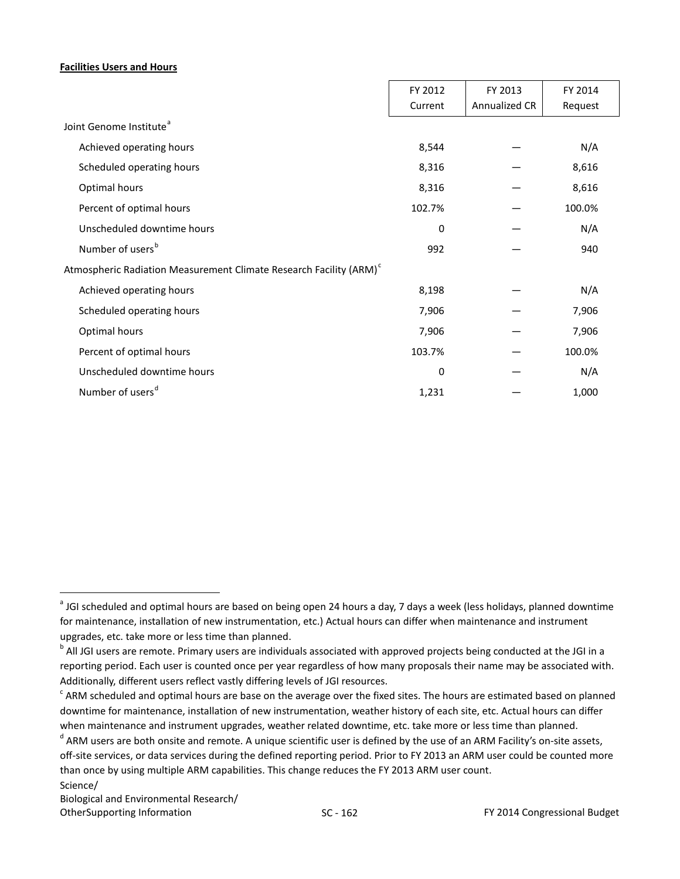**Facilities Users and Hours**

| | FY 2012 Current | FY 2013 Annualized CR | FY 2014 Request |
|---|---|---|---|
| Joint Genome Institute[a] | | | |
| Achieved operating hours | 8,544 | — | N/A |
| Scheduled operating hours | 8,316 | — | 8,616 |
| Optimal hours | 8,316 | — | 8,616 |
| Percent of optimal hours | 102.7% | — | 100.0% |
| Unscheduled downtime hours | 0 | — | N/A |
| Number of users[b] | 992 | — | 940 |
| Atmospheric Radiation Measurement Climate Research Facility (ARM)[c] | | | |
| Achieved operating hours | 8,198 | — | N/A |
| Scheduled operating hours | 7,906 | — | 7,906 |
| Optimal hours | 7,906 | — | 7,906 |
| Percent of optimal hours | 103.7% | — | 100.0% |
| Unscheduled downtime hours | 0 | — | N/A |
| Number of users[d] | 1,231 | — | 1,000 |

[a] JGI scheduled and optimal hours are based on being open 24 hours a day, 7 days a week (less holidays, planned downtime for maintenance, installation of new instrumentation, etc.) Actual hours can differ when maintenance and instrument upgrades, etc. take more or less time than planned.

[b] All JGI users are remote. Primary users are individuals associated with approved projects being conducted at the JGI in a reporting period. Each user is counted once per year regardless of how many proposals their name may be associated with. Additionally, different users reflect vastly differing levels of JGI resources.

[c] ARM scheduled and optimal hours are base on the average over the fixed sites. The hours are estimated based on planned downtime for maintenance, installation of new instrumentation, weather history of each site, etc. Actual hours can differ when maintenance and instrument upgrades, weather related downtime, etc. take more or less time than planned.

[d] ARM users are both onsite and remote. A unique scientific user is defined by the use of an ARM Facility's on-site assets, off-site services, or data services during the defined reporting period. Prior to FY 2013 an ARM user could be counted more than once by using multiple ARM capabilities. This change reduces the FY 2013 ARM user count.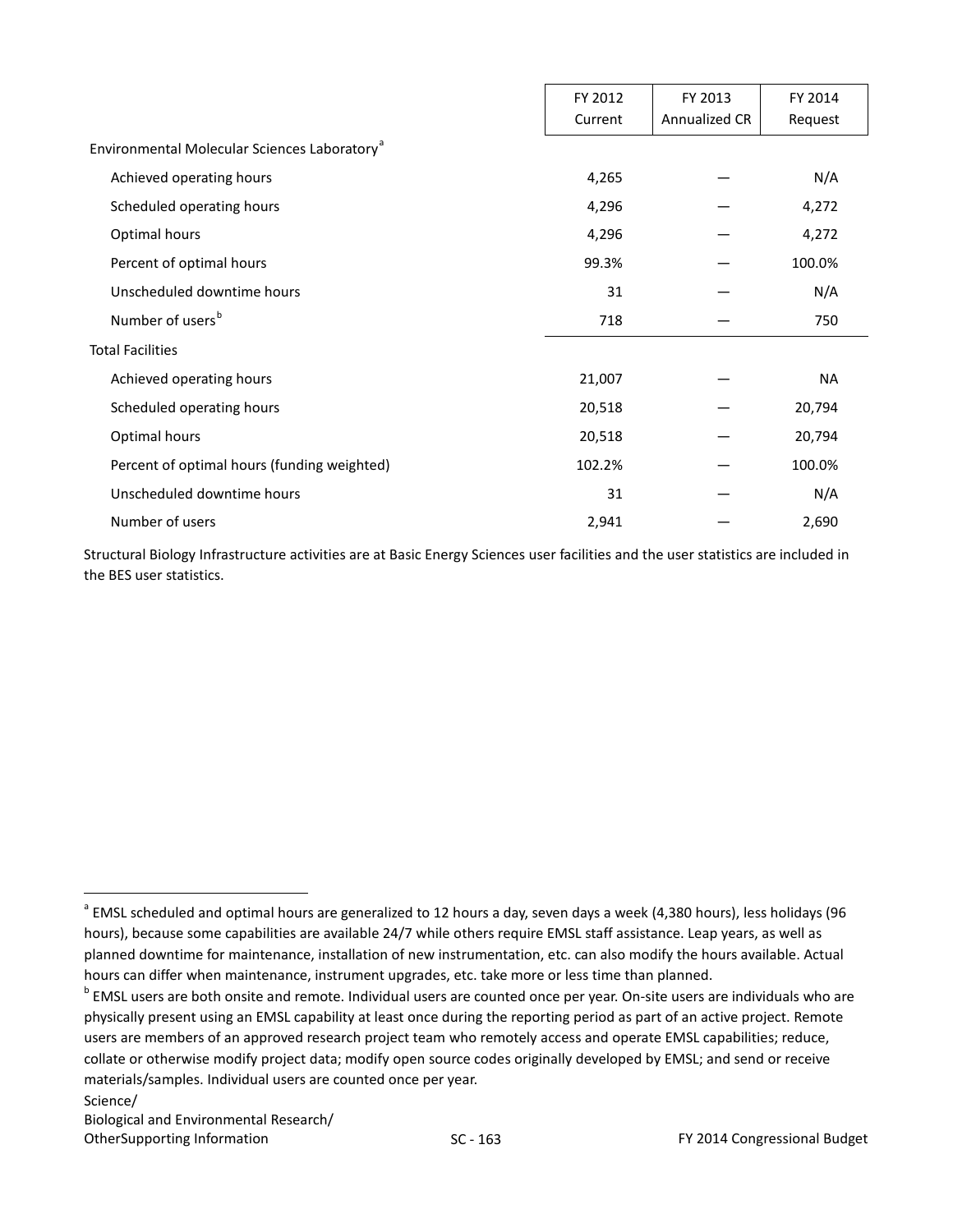| | FY 2012 Current | FY 2013 Annualized CR | FY 2014 Request |
|---|---|---|---|
| Environmental Molecular Sciences Laboratory[a] | | | |
| Achieved operating hours | 4,265 | — | N/A |
| Scheduled operating hours | 4,296 | — | 4,272 |
| Optimal hours | 4,296 | — | 4,272 |
| Percent of optimal hours | 99.3% | — | 100.0% |
| Unscheduled downtime hours | 31 | — | N/A |
| Number of users[b] | 718 | — | 750 |
| Total Facilities | | | |
| Achieved operating hours | 21,007 | — | NA |
| Scheduled operating hours | 20,518 | — | 20,794 |
| Optimal hours | 20,518 | — | 20,794 |
| Percent of optimal hours (funding weighted) | 102.2% | — | 100.0% |
| Unscheduled downtime hours | 31 | — | N/A |
| Number of users | 2,941 | — | 2,690 |

Structural Biology Infrastructure activities are at Basic Energy Sciences user facilities and the user statistics are included in the BES user statistics.

[a] EMSL scheduled and optimal hours are generalized to 12 hours a day, seven days a week (4,380 hours), less holidays (96 hours), because some capabilities are available 24/7 while others require EMSL staff assistance. Leap years, as well as planned downtime for maintenance, installation of new instrumentation, etc. can also modify the hours available. Actual hours can differ when maintenance, instrument upgrades, etc. take more or less time than planned.

[b] EMSL users are both onsite and remote. Individual users are counted once per year. On-site users are individuals who are physically present using an EMSL capability at least once during the reporting period as part of an active project. Remote users are members of an approved research project team who remotely access and operate EMSL capabilities; reduce, collate or otherwise modify project data; modify open source codes originally developed by EMSL; and send or receive materials/samples. Individual users are counted once per year.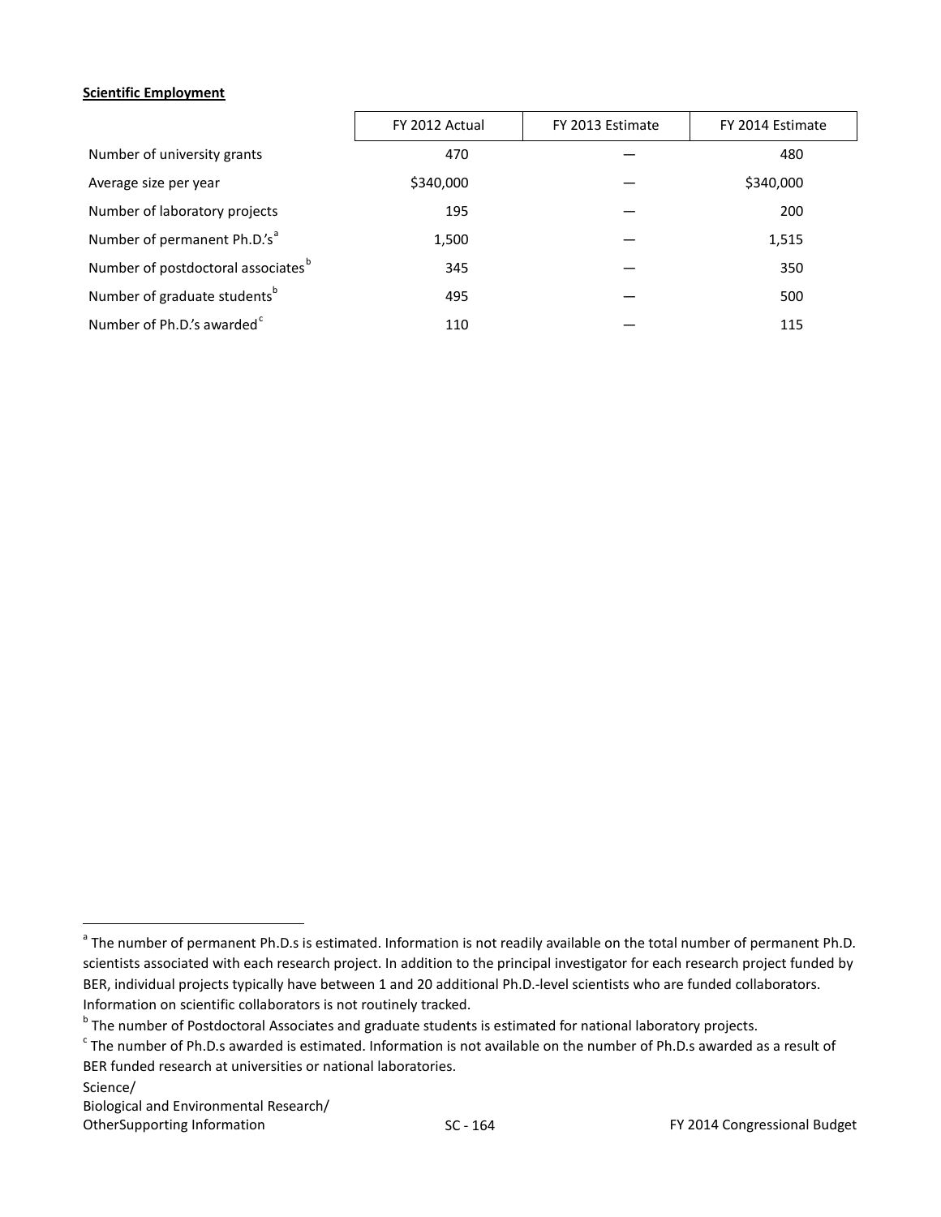**Scientific Employment**

| | FY 2012 Actual | FY 2013 Estimate | FY 2014 Estimate |
|---|---|---|---|
| Number of university grants | 470 | — | 480 |
| Average size per year | $340,000 | — | $340,000 |
| Number of laboratory projects | 195 | — | 200 |
| Number of permanent Ph.D.'s[a] | 1,500 | — | 1,515 |
| Number of postdoctoral associates[b] | 345 | — | 350 |
| Number of graduate students[b] | 495 | — | 500 |
| Number of Ph.D.'s awarded[c] | 110 | — | 115 |

[a] The number of permanent Ph.D.s is estimated. Information is not readily available on the total number of permanent Ph.D. scientists associated with each research project. In addition to the principal investigator for each research project funded by BER, individual projects typically have between 1 and 20 additional Ph.D.-level scientists who are funded collaborators. Information on scientific collaborators is not routinely tracked.

[b] The number of Postdoctoral Associates and graduate students is estimated for national laboratory projects.

[c] The number of Ph.D.s awarded is estimated. Information is not available on the number of Ph.D.s awarded as a result of BER funded research at universities or national laboratories.